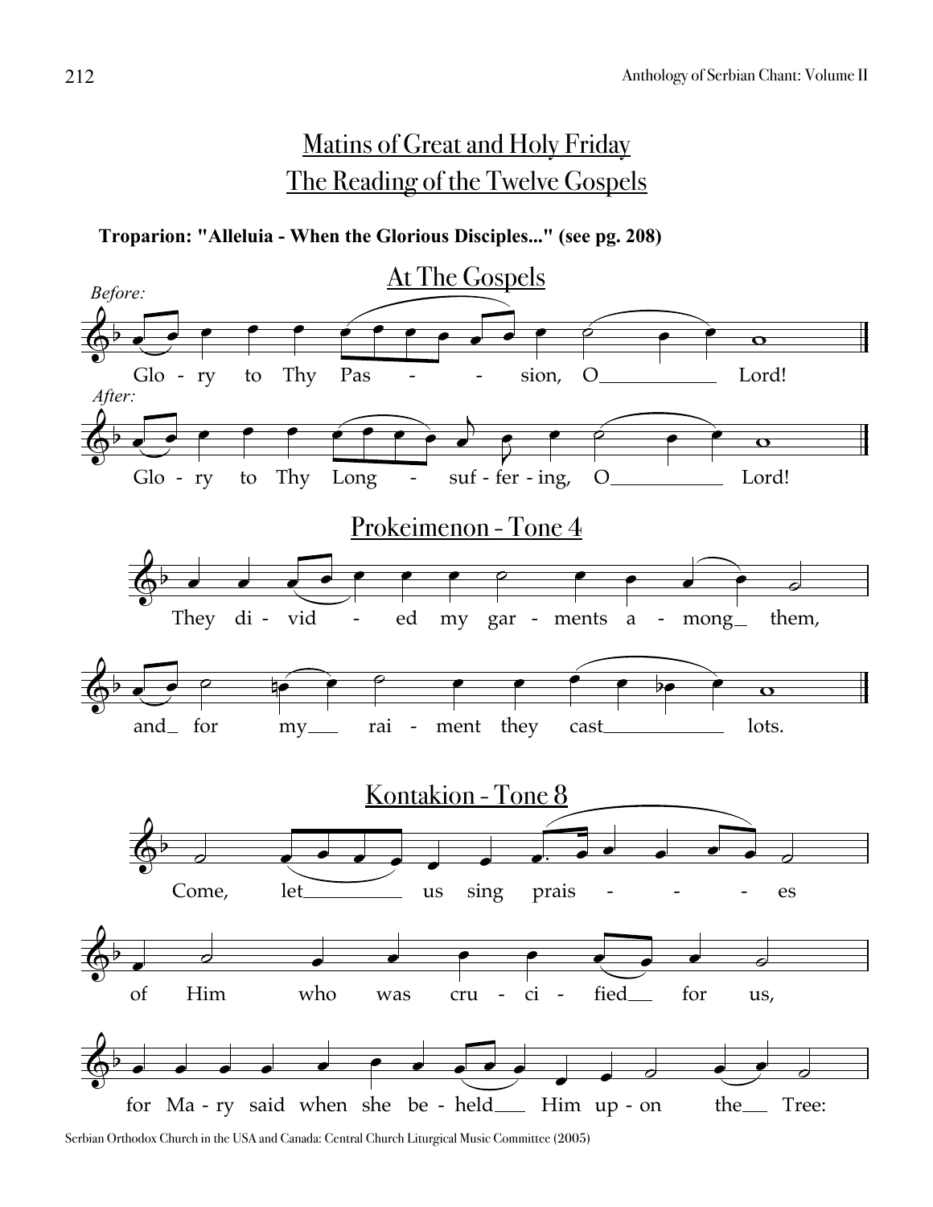# Matins of Great and Holy Friday
# The Reading of the Twelve Gospels

**Troparion: "Alleluia - When the Glorious Disciples..." (see pg. 208)**

## At The Gospels

*Before:*

Glo - ry to Thy Pas - - sion, O ___ Lord!

*After:*

Glo - ry to Thy Long - suf - fer - ing, O ___ Lord!

## Prokeimenon - Tone 4

They di - vid - ed my gar - ments a - mong_ them,

and_ for my___ rai - ment they cast ___ lots.

## Kontakion - Tone 8

Come, let ___ us sing prais - - - es

of Him who was cru - ci - fied__ for us,

for Ma - ry said when she be - held___ Him up - on the__ Tree:

Serbian Orthodox Church in the USA and Canada: Central Church Liturgical Music Committee (2005)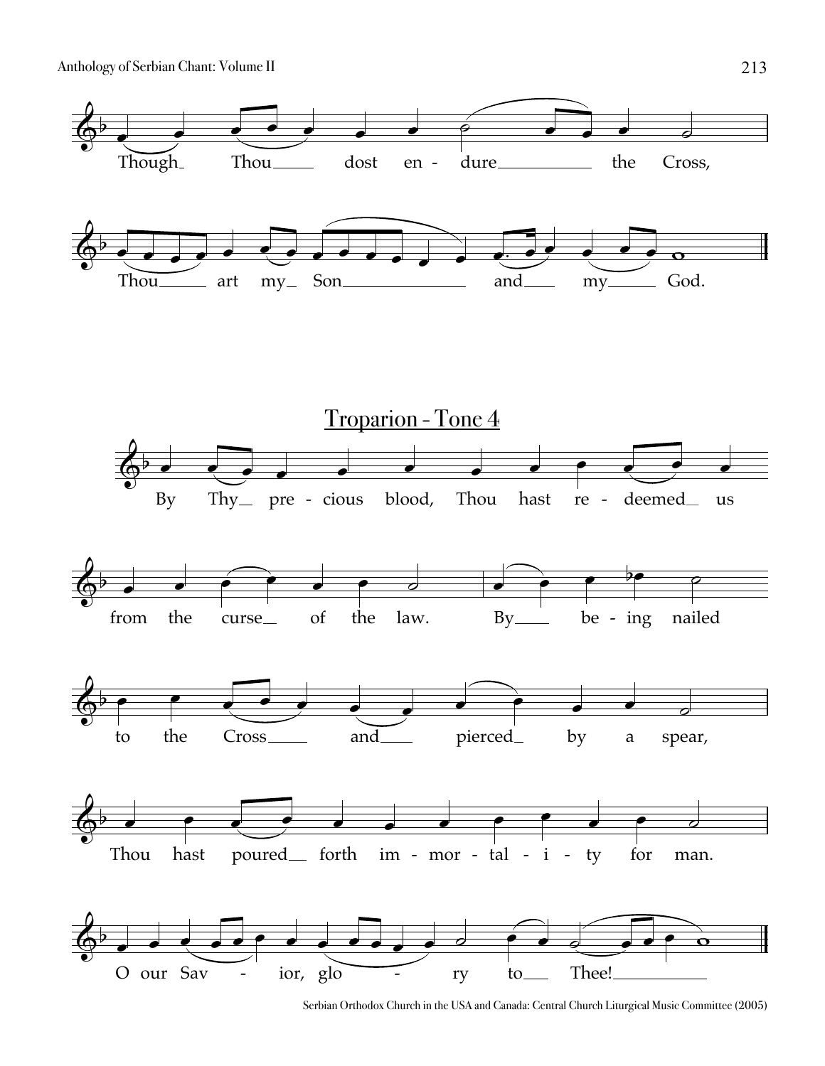Though Thou dost en - dure the Cross,

Thou art my Son and my God.

## Troparion - Tone 4

By Thy pre - cious blood, Thou hast re - deemed us

from the curse of the law. By be - ing nailed

to the Cross and pierced by a spear,

Thou hast poured forth im - mor - tal - i - ty for man.

O our Sav - ior, glo - ry to Thee!

Serbian Orthodox Church in the USA and Canada: Central Church Liturgical Music Committee (2005)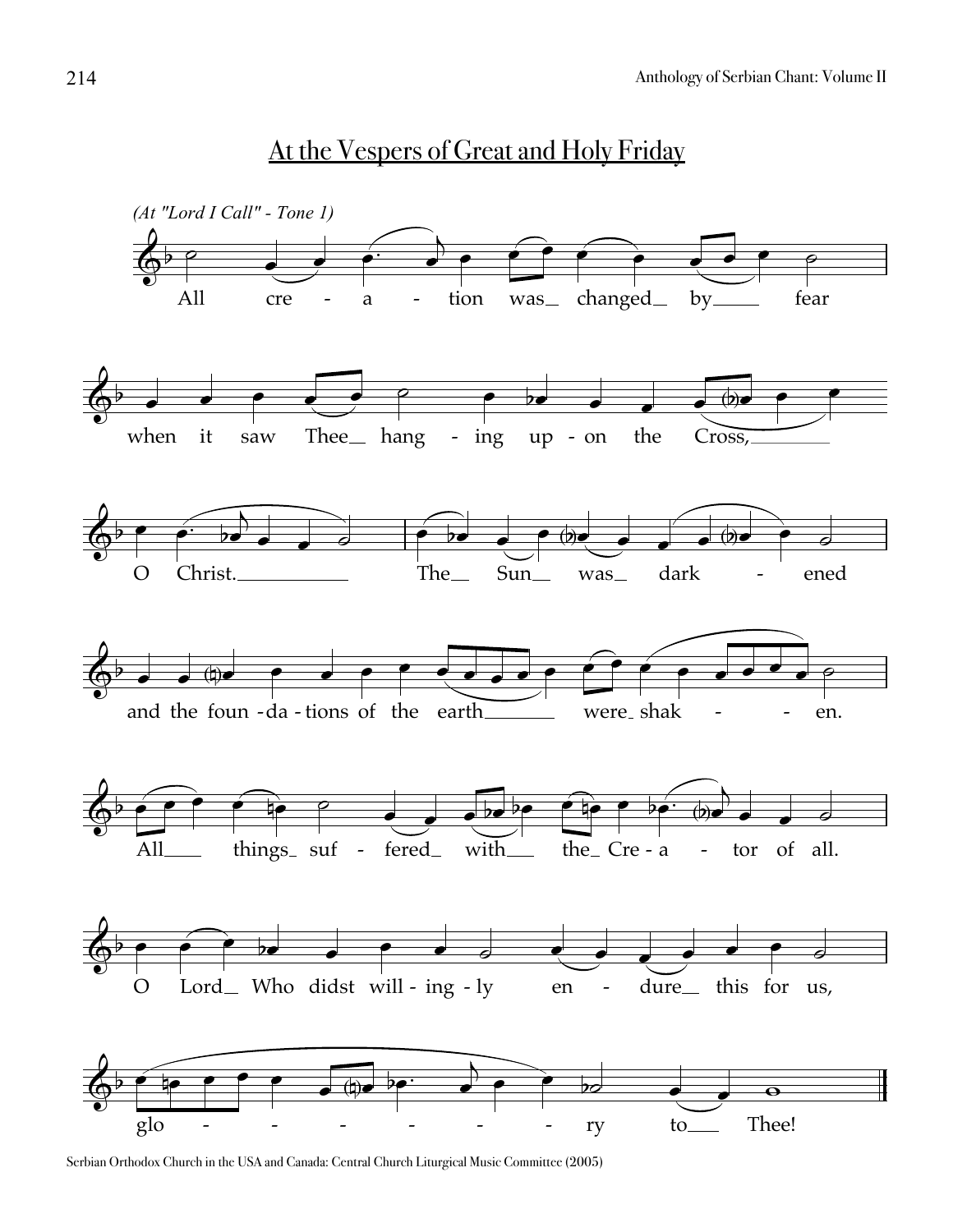## At the Vespers of Great and Holy Friday

*(At "Lord I Call" - Tone 1)*

All cre - a - tion was changed by fear when it saw Thee hang - ing up - on the Cross, O Christ. The Sun was dark - ened and the foun - da - tions of the earth were shak - - en. All things suf - fered with the Cre - a - tor of all. O Lord Who didst will - ing - ly en - dure this for us, glo - - - - - - - ry to Thee!

Serbian Orthodox Church in the USA and Canada: Central Church Liturgical Music Committee (2005)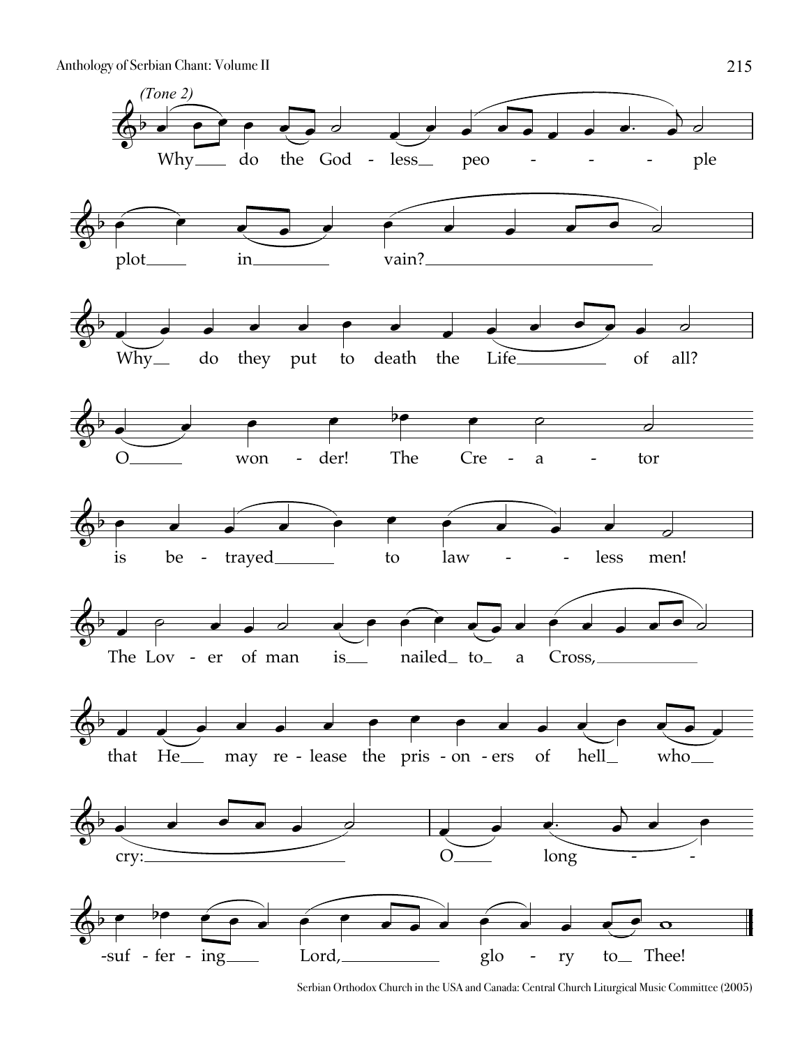*(Tone 2)*

Why do the God-less peo-ple plot in vain?

Why do they put to death the Life of all?

O won-der! The Cre-a-tor is be-trayed to law-less men!

The Lov-er of man is nailed to a Cross, that He may re-lease the pris-on-ers of hell who cry:

O long-suf-fer-ing Lord, glo-ry to Thee!

Serbian Orthodox Church in the USA and Canada: Central Church Liturgical Music Committee (2005)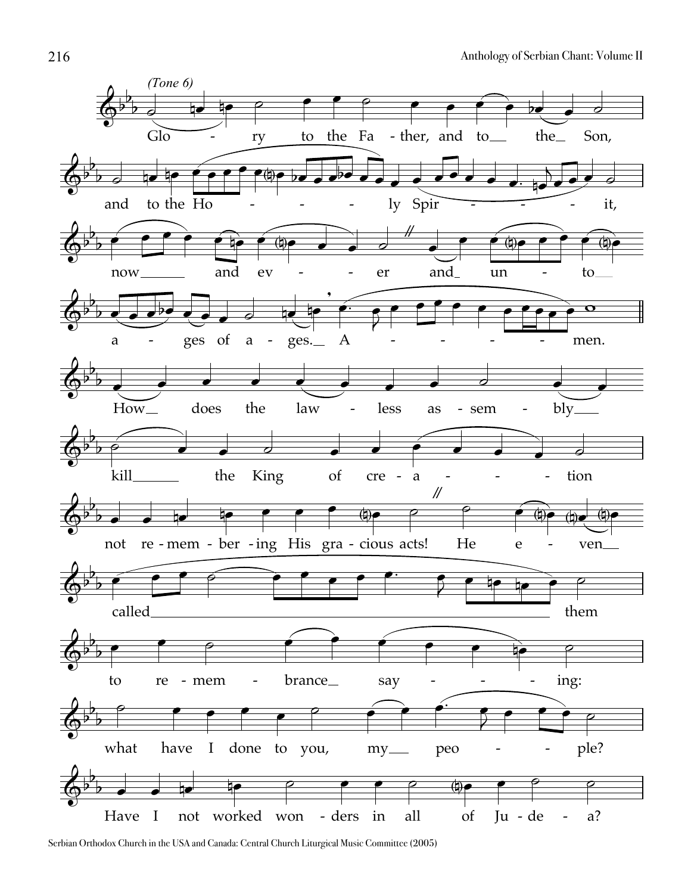*(Tone 6)*

Glory to the Father, and to the Son,

and to the Holy Spirit,

now and ever and unto

ages of ages. Amen.

How does the lawless assembly

kill the King of creation

not remembering His gracious acts! He even

called them

to remembrance saying:

what have I done to you, my people?

Have I not worked wonders in all of Judea?

Serbian Orthodox Church in the USA and Canada: Central Church Liturgical Music Committee (2005)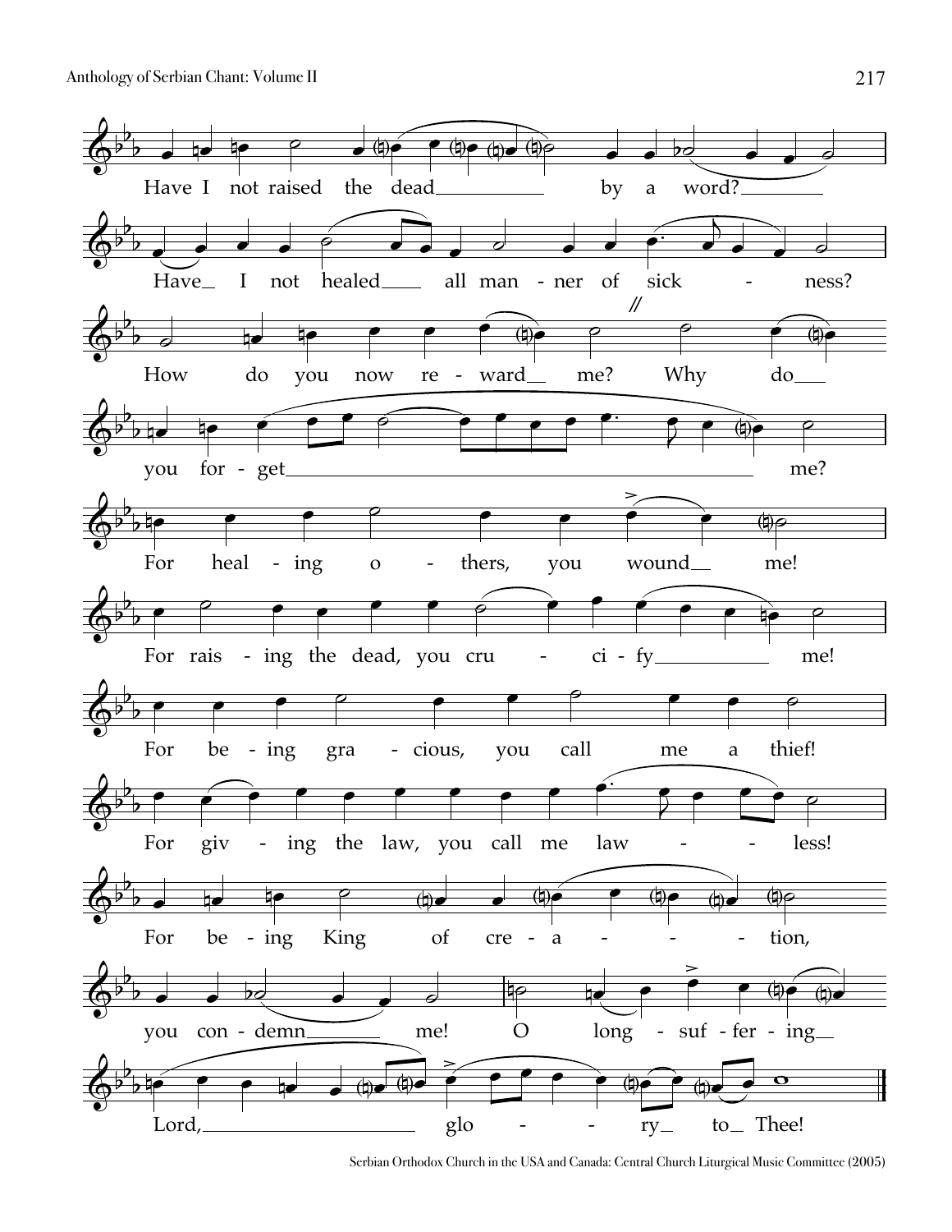Have I not raised the dead by a word?

Have I not healed all manner of sickness?

How do you now reward me? Why do you forget me?

For healing others, you wound me!

For raising the dead, you crucify me!

For being gracious, you call me a thief!

For giving the law, you call me lawless!

For being King of creation, you condemn me!

O long-suffering Lord, glory to Thee!

Serbian Orthodox Church in the USA and Canada: Central Church Liturgical Music Committee (2005)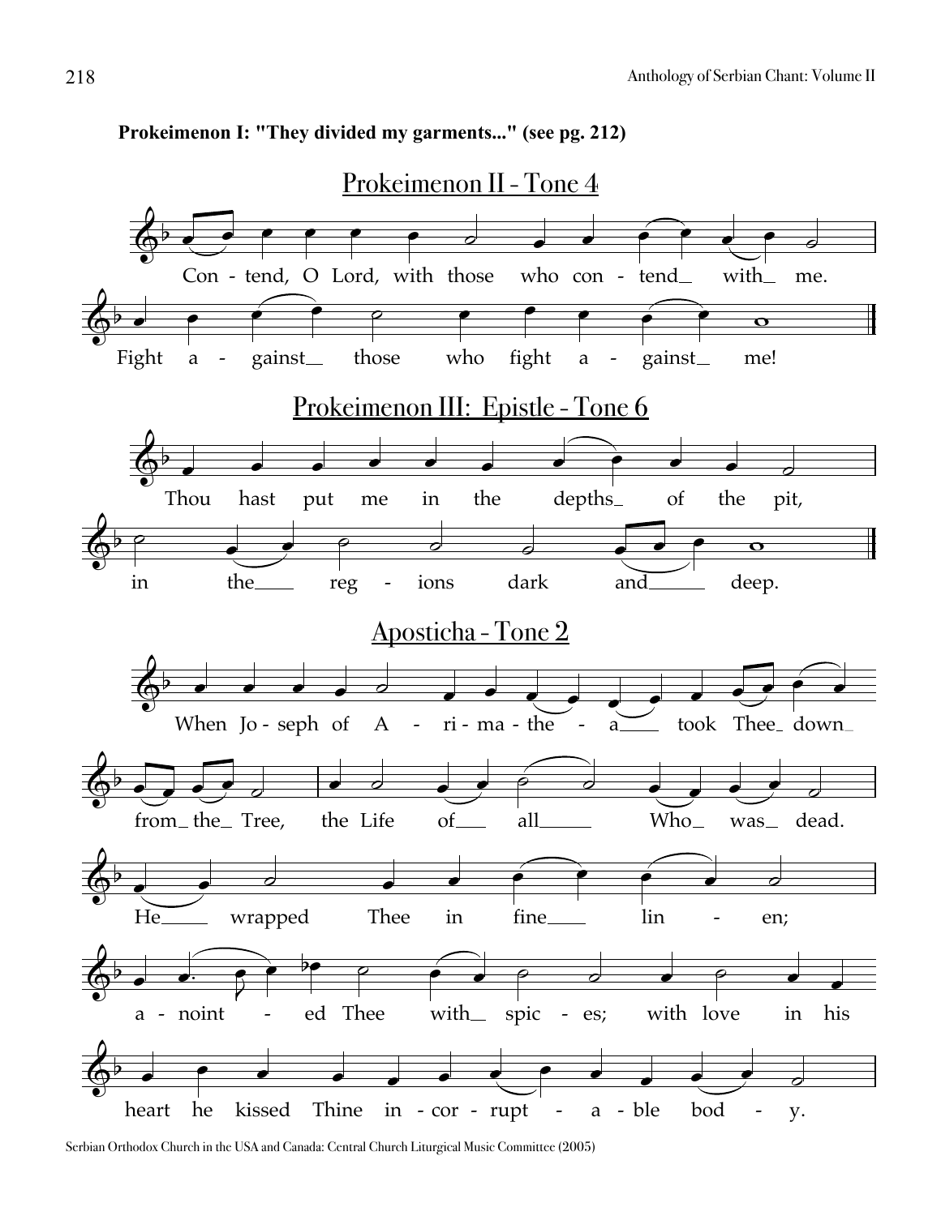**Prokeimenon I: "They divided my garments..." (see pg. 212)**

## Prokeimenon II - Tone 4

Con - tend, O Lord, with those who con - tend_ with_ me.

Fight a - gainst_ those who fight a - gainst_ me!

## Prokeimenon III: Epistle - Tone 6

Thou hast put me in the depths_ of the pit,

in the___ reg - ions dark and_____ deep.

## Aposticha - Tone 2

When Jo - seph of A - ri - ma - the - a___ took Thee_ down_

from_ the_ Tree, the Life of___ all_____ Who_ was_ dead.

He_____ wrapped Thee in fine____ lin - en;

a - noint - ed Thee with_ spic - es; with love in his

heart he kissed Thine in - cor - rupt - a - ble bod - y.

Serbian Orthodox Church in the USA and Canada: Central Church Liturgical Music Committee (2005)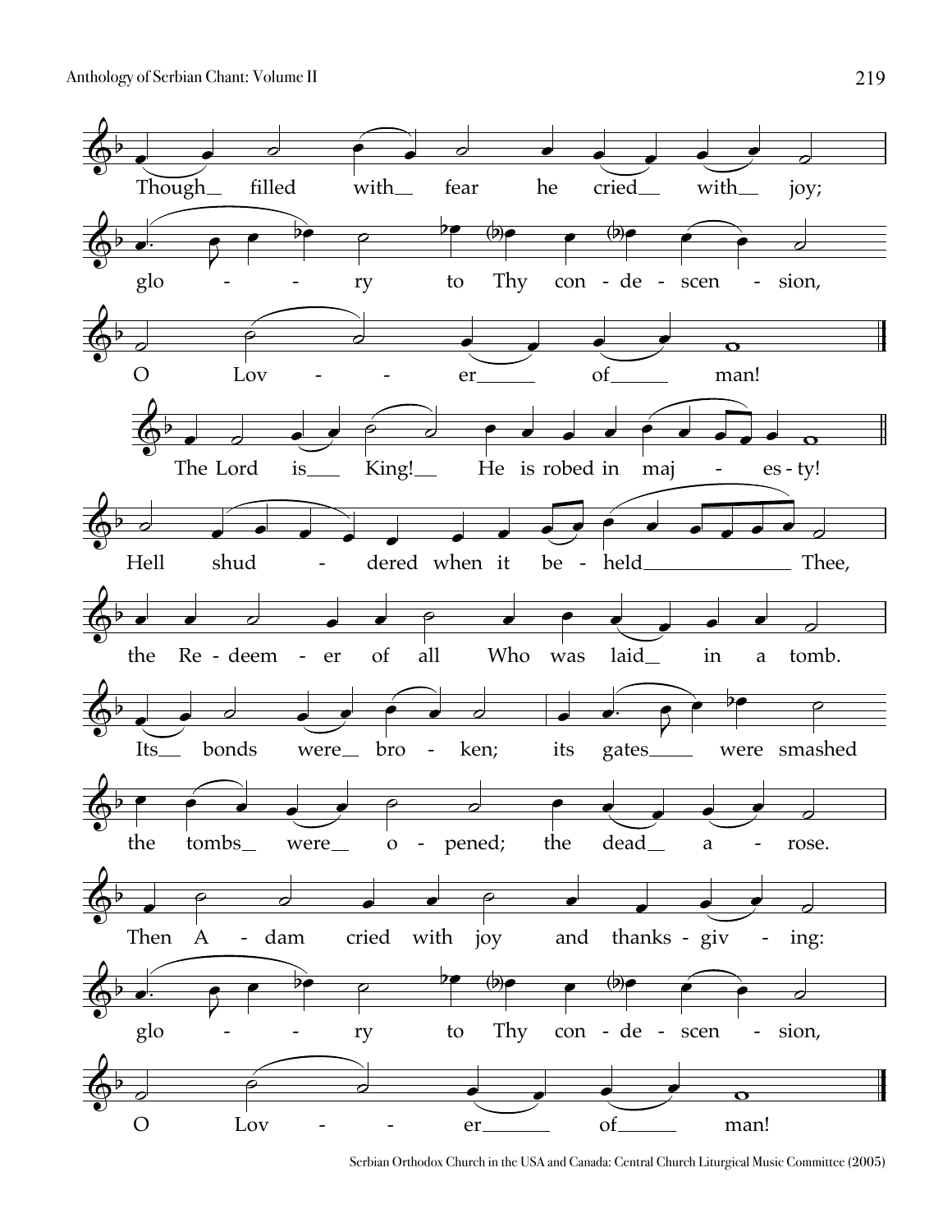Though filled with fear he cried with joy;

glory to Thy condescension,

O Lover of man!

The Lord is King! He is robed in majesty!

Hell shuddered when it beheld Thee,

the Redeemer of all Who was laid in a tomb.

Its bonds were broken; its gates were smashed

the tombs were opened; the dead arose.

Then Adam cried with joy and thanksgiving:

glory to Thy condescension,

O Lover of man!

Serbian Orthodox Church in the USA and Canada: Central Church Liturgical Music Committee (2005)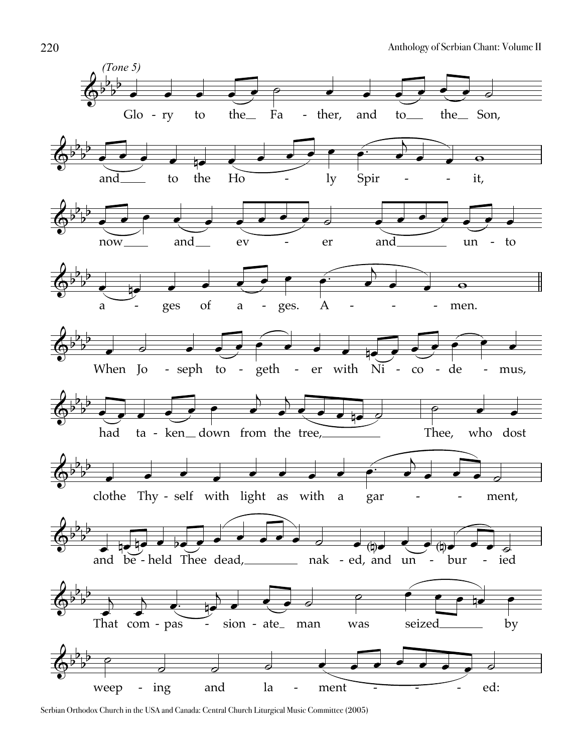*(Tone 5)*

Glo - ry to the Fa - ther, and to the Son,

and to the Ho - ly Spir - it,

now and ev - er and un - to

a - ges of a - ges. A - men.

When Jo - seph to - geth - er with Ni - co - de - mus,

had ta - ken down from the tree, Thee, who dost

clothe Thy - self with light as with a gar - ment,

and be - held Thee dead, nak - ed, and un - bur - ied

That com - pas - sion - ate man was seized by

weep - ing and la - ment - ed:

Serbian Orthodox Church in the USA and Canada: Central Church Liturgical Music Committee (2005)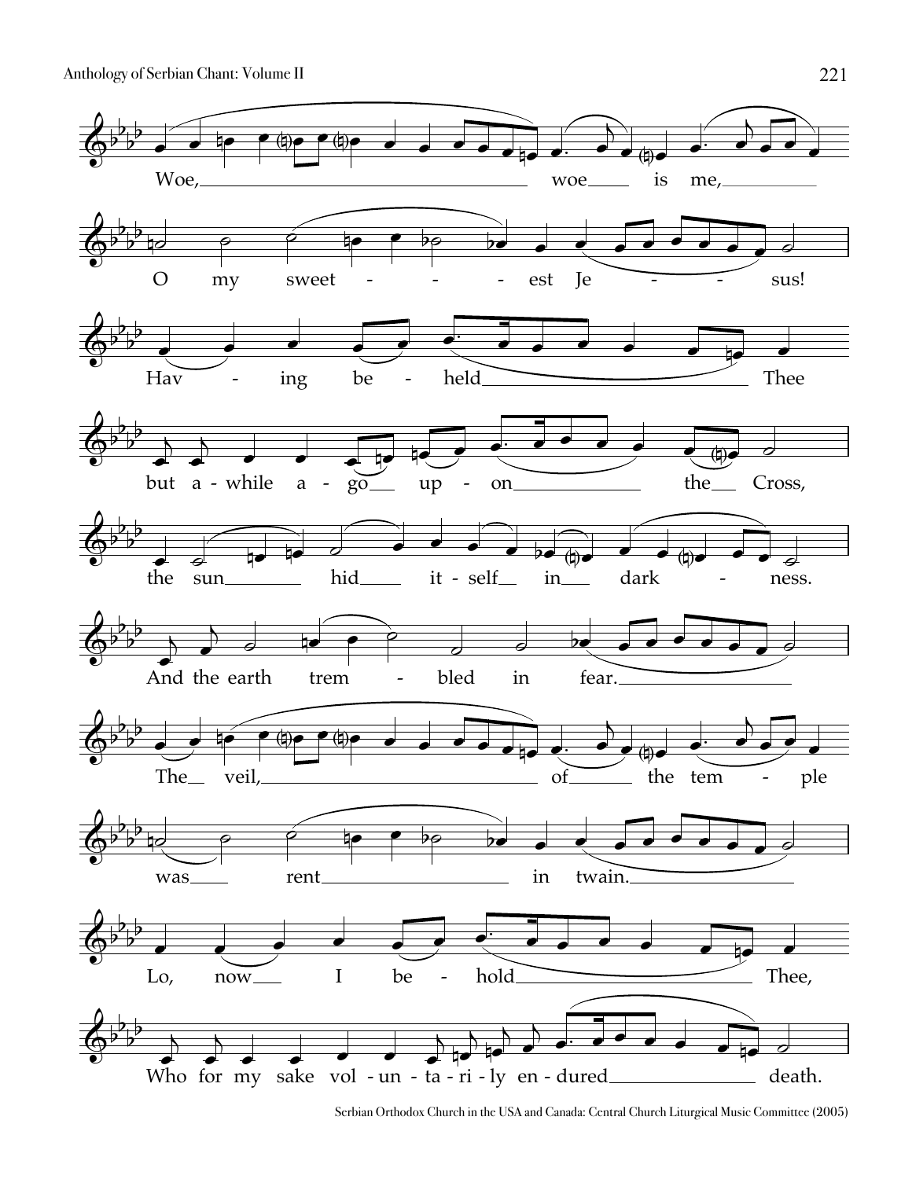Woe, woe is me,

O my sweetest Jesus!

Having beheld Thee

but a-while a-go upon the Cross,

the sun hid itself in darkness.

And the earth trembled in fear.

The veil, of the temple

was rent in twain.

Lo, now I behold Thee,

Who for my sake vol-un-ta-ri-ly en-dured death.

Serbian Orthodox Church in the USA and Canada: Central Church Liturgical Music Committee (2005)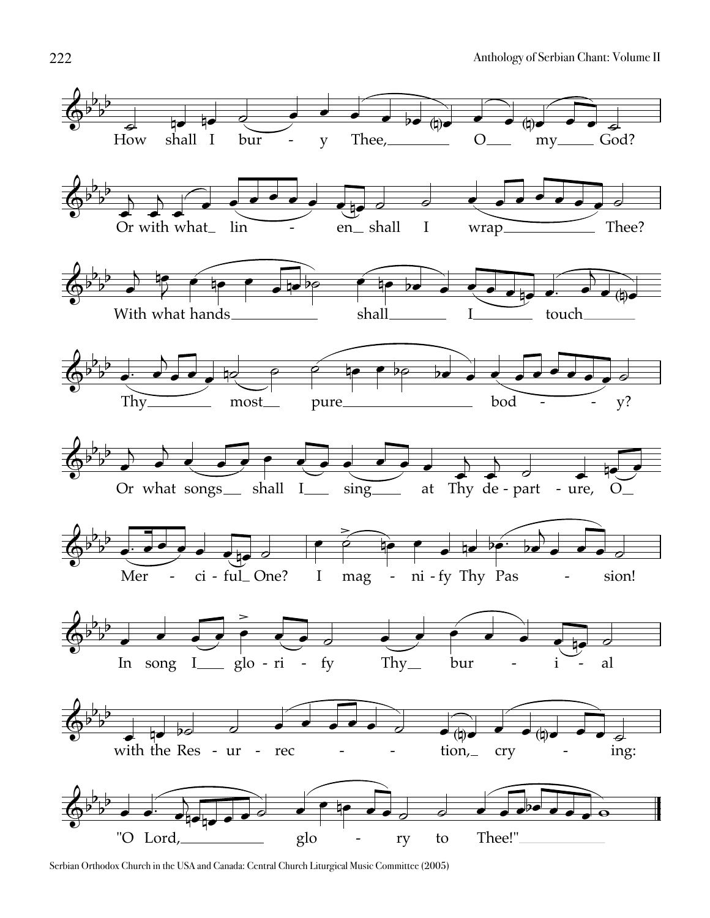How shall I bury Thee, O my God?

Or with what linen shall I wrap Thee?

With what hands shall I touch Thy most pure body?

Or what songs shall I sing at Thy departure, O Merciful One?

I magnify Thy Passion!

In song I glorify Thy burial with the Resurrection, crying:

"O Lord, glory to Thee!"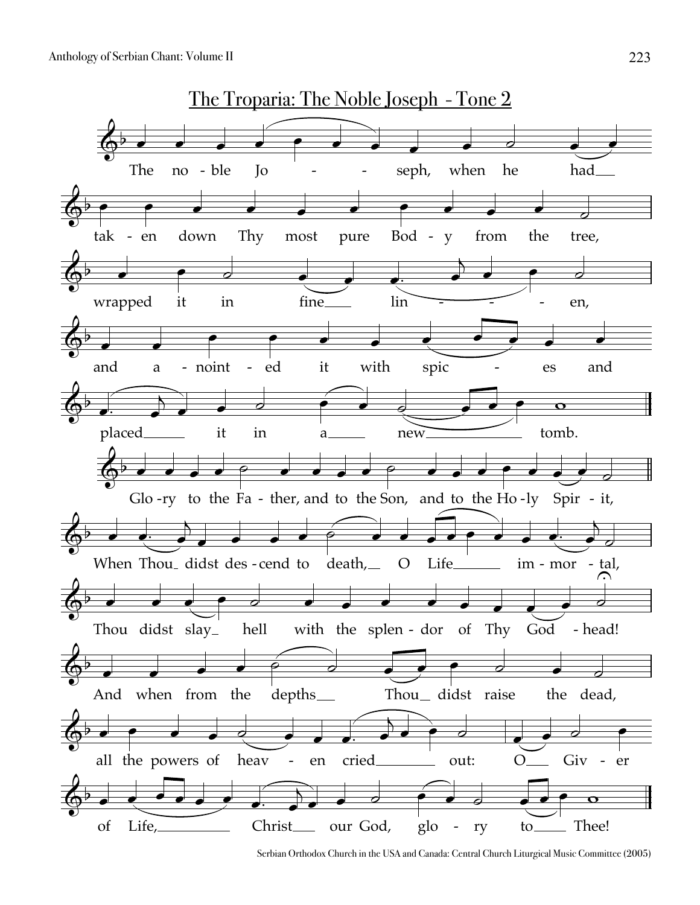## The Troparia: The Noble Joseph - Tone 2

The noble Joseph, when he had taken down Thy most pure Body from the tree, wrapped it in fine linen, and anointed it with spices and placed it in a new tomb.

Glory to the Father, and to the Son, and to the Holy Spirit,

When Thou didst descend to death, O Life immortal, Thou didst slay hell with the splendor of Thy Godhead! And when from the depths Thou didst raise the dead, all the powers of heaven cried out: O Giver of Life, Christ our God, glory to Thee!

Serbian Orthodox Church in the USA and Canada: Central Church Liturgical Music Committee (2005)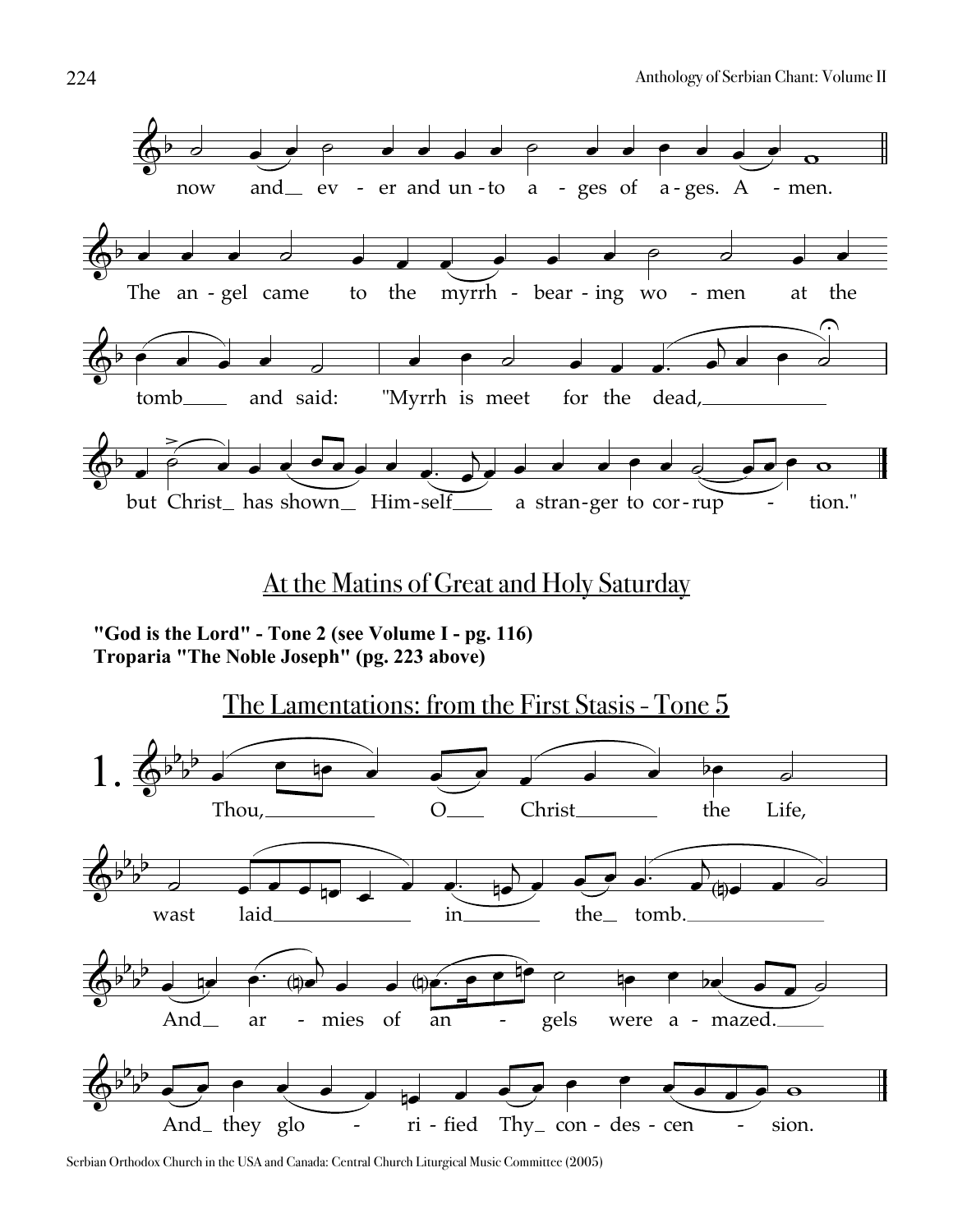now and ev - er and un - to a - ges of a - ges. A - men.

The an - gel came to the myrrh - bear - ing wo - men at the tomb and said: "Myrrh is meet for the dead, but Christ has shown Him-self a stran-ger to cor - rup - tion."

## At the Matins of Great and Holy Saturday

**"God is the Lord" - Tone 2 (see Volume I - pg. 116)**
**Troparia "The Noble Joseph" (pg. 223 above)**

## The Lamentations: from the First Stasis - Tone 5

1. Thou, O Christ the Life, wast laid in the tomb. And ar - mies of an - gels were a - mazed. And they glo - ri - fied Thy con - des - cen - sion.

Serbian Orthodox Church in the USA and Canada: Central Church Liturgical Music Committee (2005)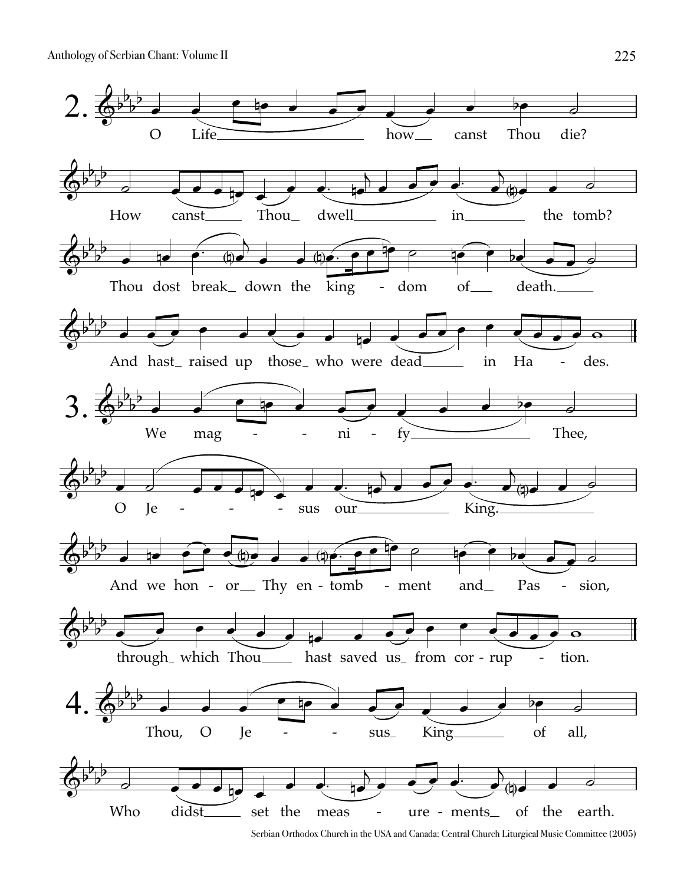2. O Life how canst Thou die?
How canst Thou dwell in the tomb?
Thou dost break down the king - dom of death.
And hast raised up those who were dead in Ha - des.

3. We mag - - ni - fy Thee,
O Je - - - sus our King.
And we hon - or Thy en - tomb - ment and Pas - sion,
through which Thou hast saved us from cor - rup - tion.

4. Thou, O Je - - sus King of all,
Who didst set the meas - ure - ments of the earth.

Serbian Orthodox Church in the USA and Canada: Central Church Liturgical Music Committee (2005)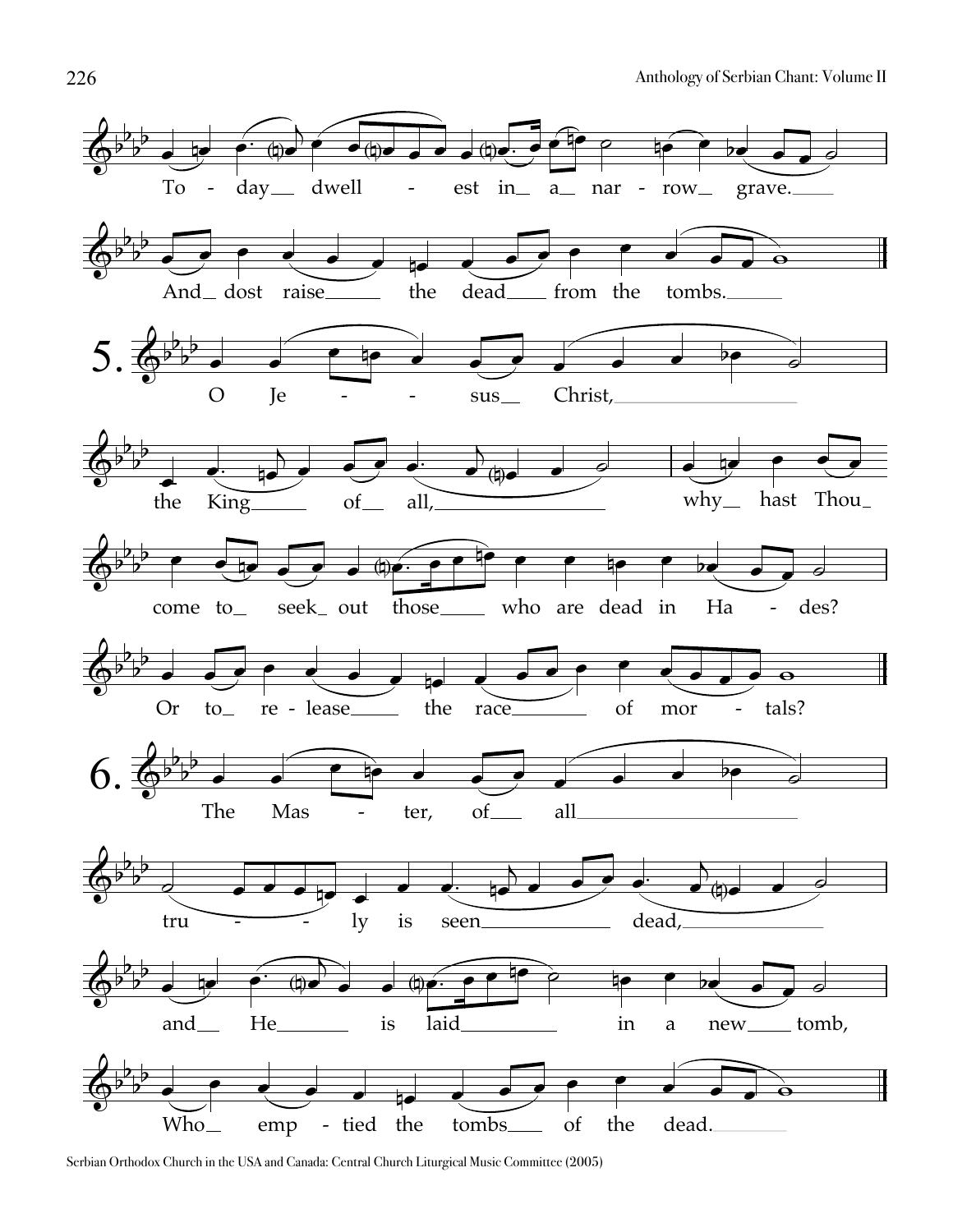To - day dwell - est in a nar - row grave.

And dost raise the dead from the tombs.

5. O Je - - sus Christ,

the King of all,

why hast Thou

come to seek out those who are dead in Ha - des?

Or to re - lease the race of mor - tals?

6. The Mas - ter, of all

tru - - ly is seen dead,

and He is laid in a new tomb,

Who emp - tied the tombs of the dead.

Serbian Orthodox Church in the USA and Canada: Central Church Liturgical Music Committee (2005)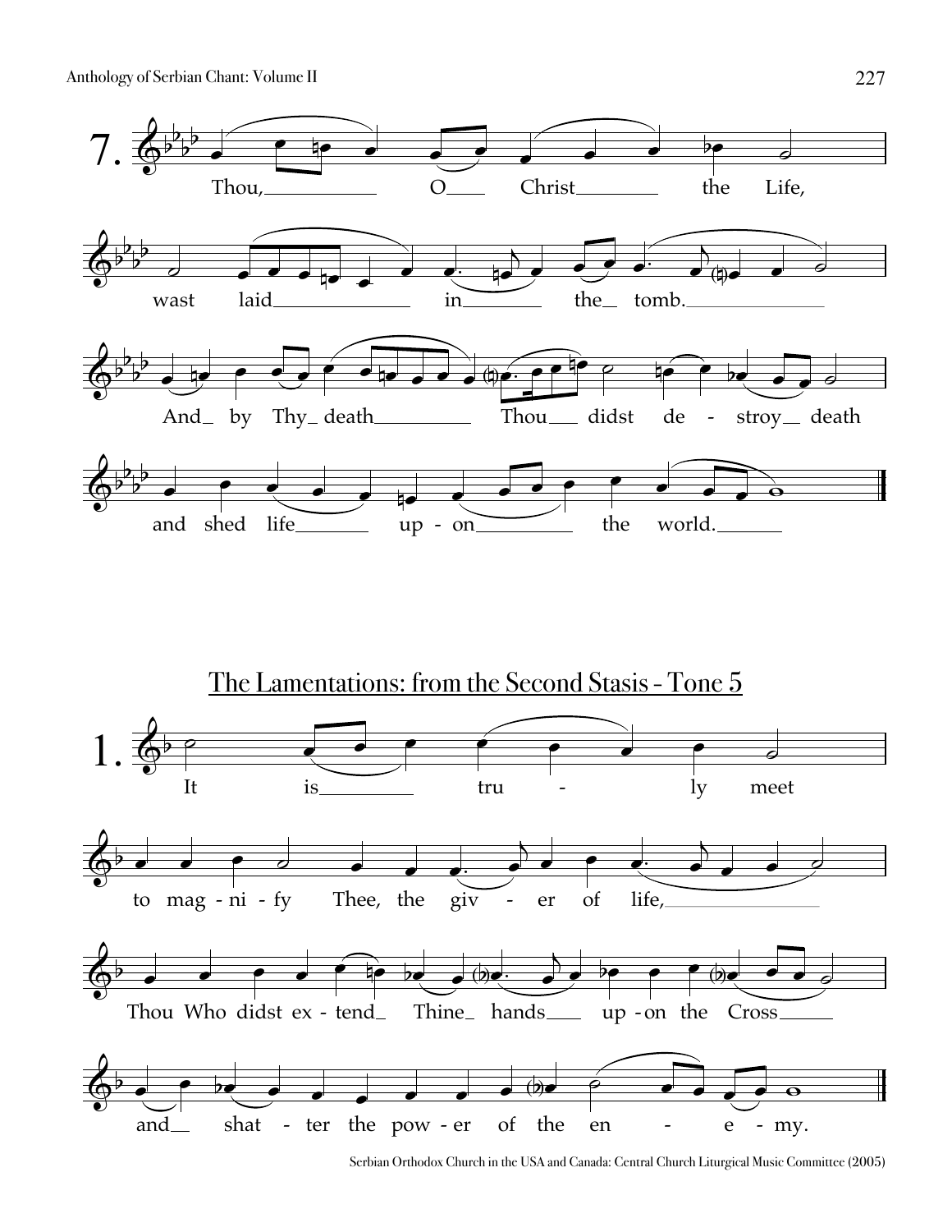7. Thou, O Christ the Life,

wast laid in the tomb.

And by Thy death Thou didst de - stroy death

and shed life up - on the world.

## The Lamentations: from the Second Stasis - Tone 5

1. It is tru - ly meet

to mag - ni - fy Thee, the giv - er of life,

Thou Who didst ex - tend Thine hands up - on the Cross

and shat - ter the pow - er of the en - e - my.

Serbian Orthodox Church in the USA and Canada: Central Church Liturgical Music Committee (2005)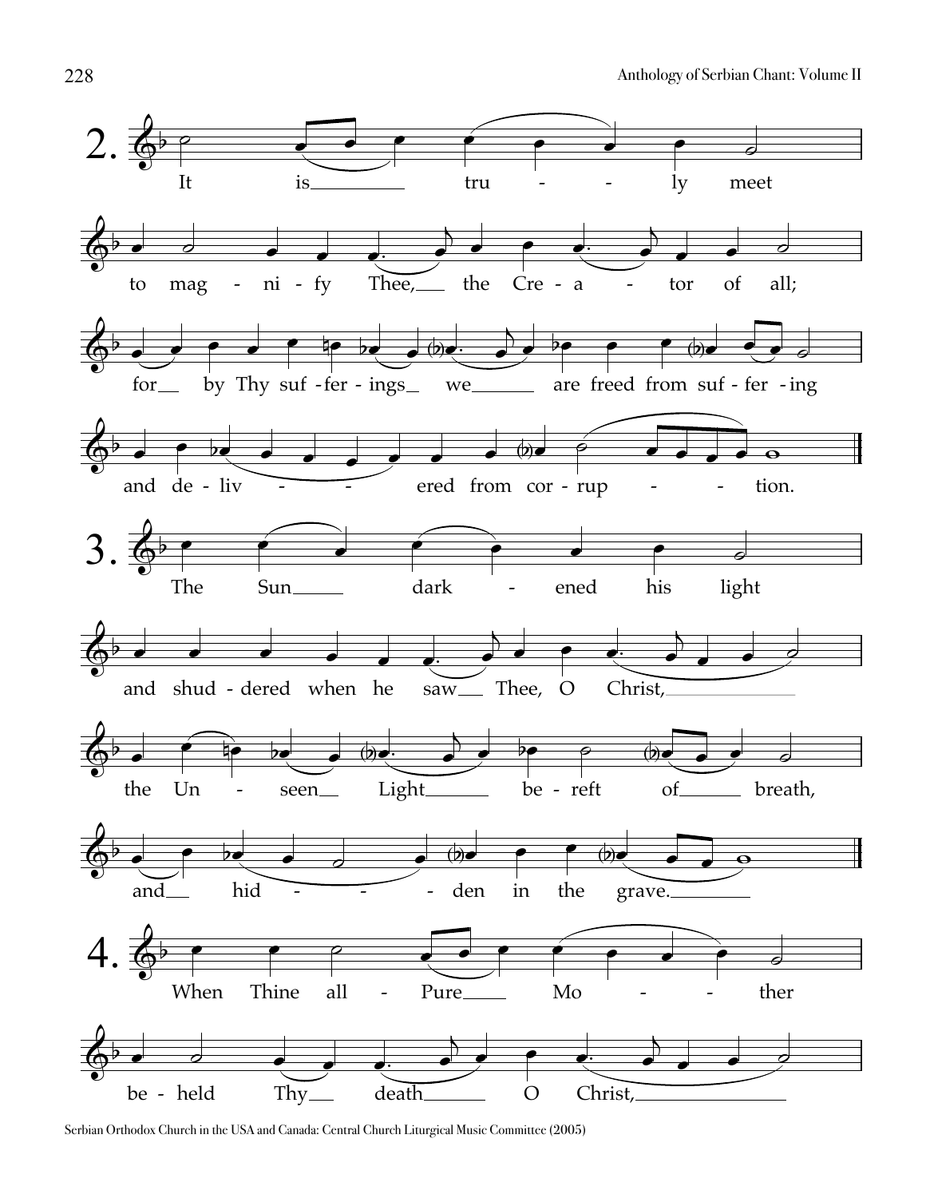2. It is truly meet to magnify Thee, the Creator of all; for by Thy sufferings we are freed from suffering and delivered from corruption.

3. The Sun darkened his light and shuddered when he saw Thee, O Christ, the Unseen Light bereft of breath, and hidden in the grave.

4. When Thine all-Pure Mother beheld Thy death O Christ,

Serbian Orthodox Church in the USA and Canada: Central Church Liturgical Music Committee (2005)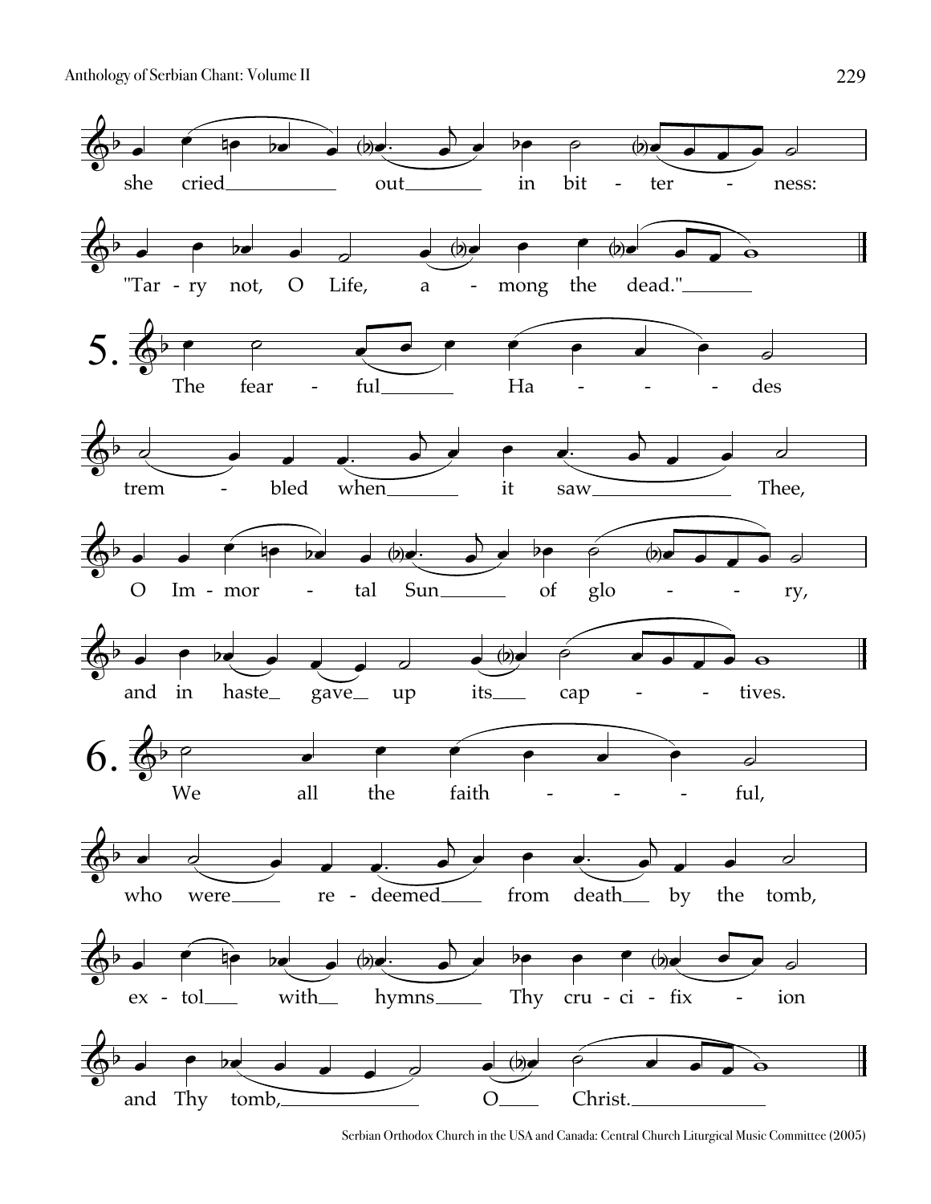she cried out in bitter - ness:

"Tar - ry not, O Life, a - mong the dead."

5. The fear - ful Ha - - - - des

trem - bled when it saw Thee,

O Im - mor - tal Sun of glo - - - ry,

and in haste gave up its cap - - - tives.

6. We all the faith - - - - ful,

who were re - deemed from death by the tomb,

ex - tol with hymns Thy cru - ci - fix - ion

and Thy tomb, O Christ.

Serbian Orthodox Church in the USA and Canada: Central Church Liturgical Music Committee (2005)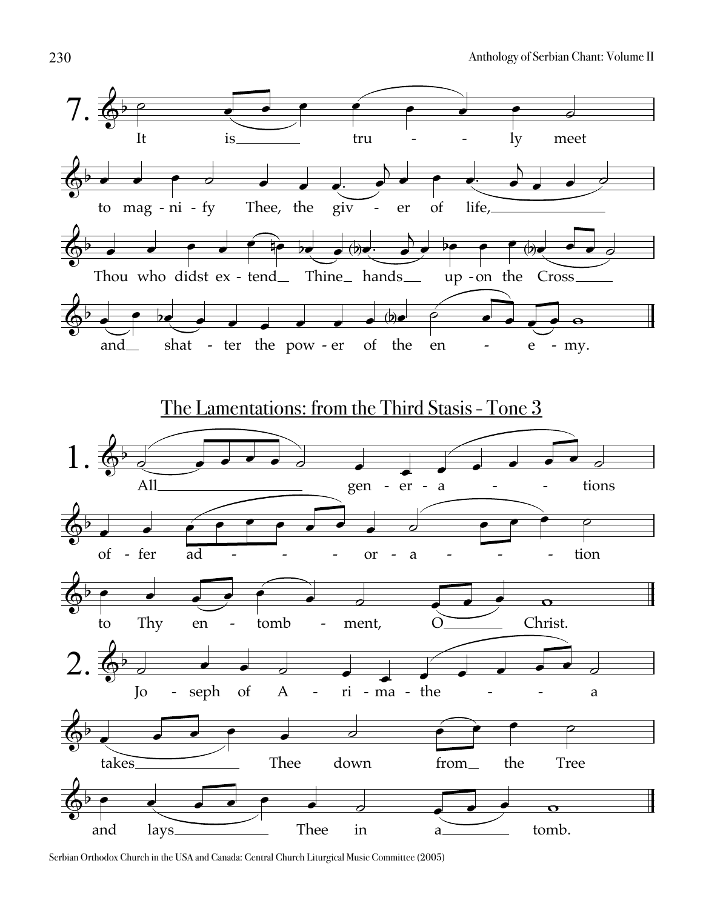7. It is truly meet to magnify Thee, the giver of life, Thou who didst extend Thine hands upon the Cross and shatter the power of the enemy.

## The Lamentations: from the Third Stasis - Tone 3

1. All generations offer adoration to Thy entombment, O Christ.

2. Joseph of Arimathea takes Thee down from the Tree and lays Thee in a tomb.

Serbian Orthodox Church in the USA and Canada: Central Church Liturgical Music Committee (2005)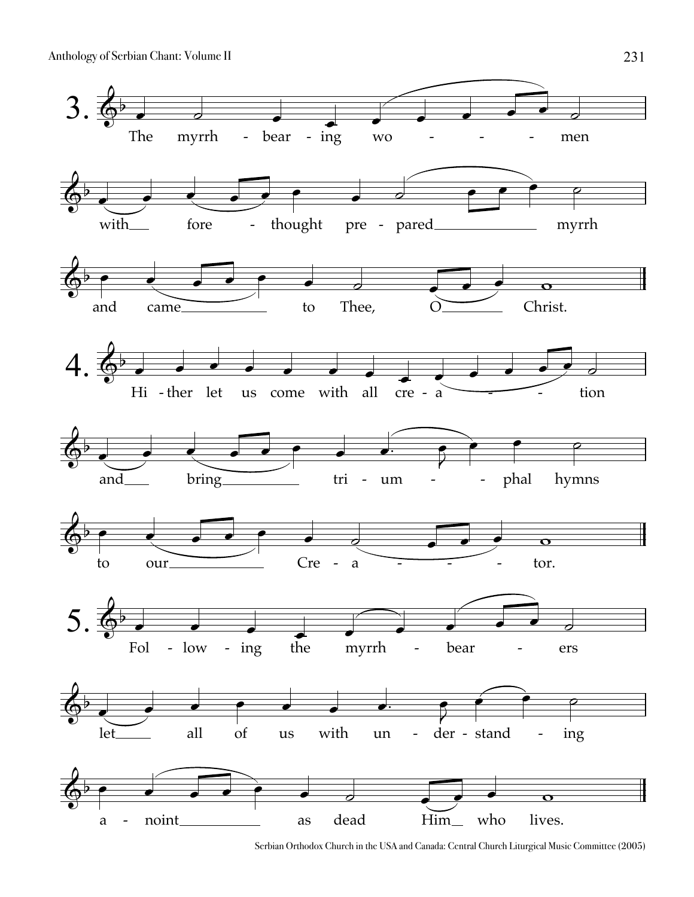3\. The myrrh-bearing women with forethought prepared myrrh and came to Thee, O Christ.

4\. Hither let us come with all creation and bring triumphal hymns to our Creator.

5\. Following the myrrh-bearers let all of us with understanding anoint as dead Him who lives.

Serbian Orthodox Church in the USA and Canada: Central Church Liturgical Music Committee (2005)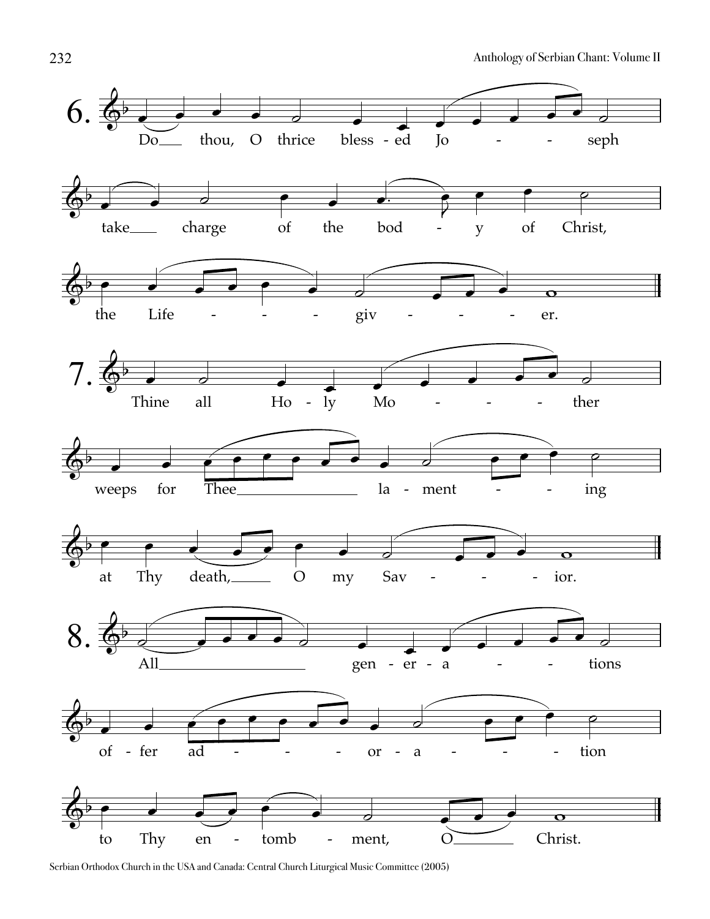6. Do thou, O thrice bless-ed Jo - - seph take charge of the bod - y of Christ, the Life - - - - giv - - - - er.

7. Thine all Ho - ly Mo - - - - ther weeps for Thee la - ment - - - ing at Thy death, O my Sav - - - - ior.

8. All gen - er - a - - - tions of - fer ad - - - - or - a - - - tion to Thy en - tomb - ment, O Christ.

Serbian Orthodox Church in the USA and Canada: Central Church Liturgical Music Committee (2005)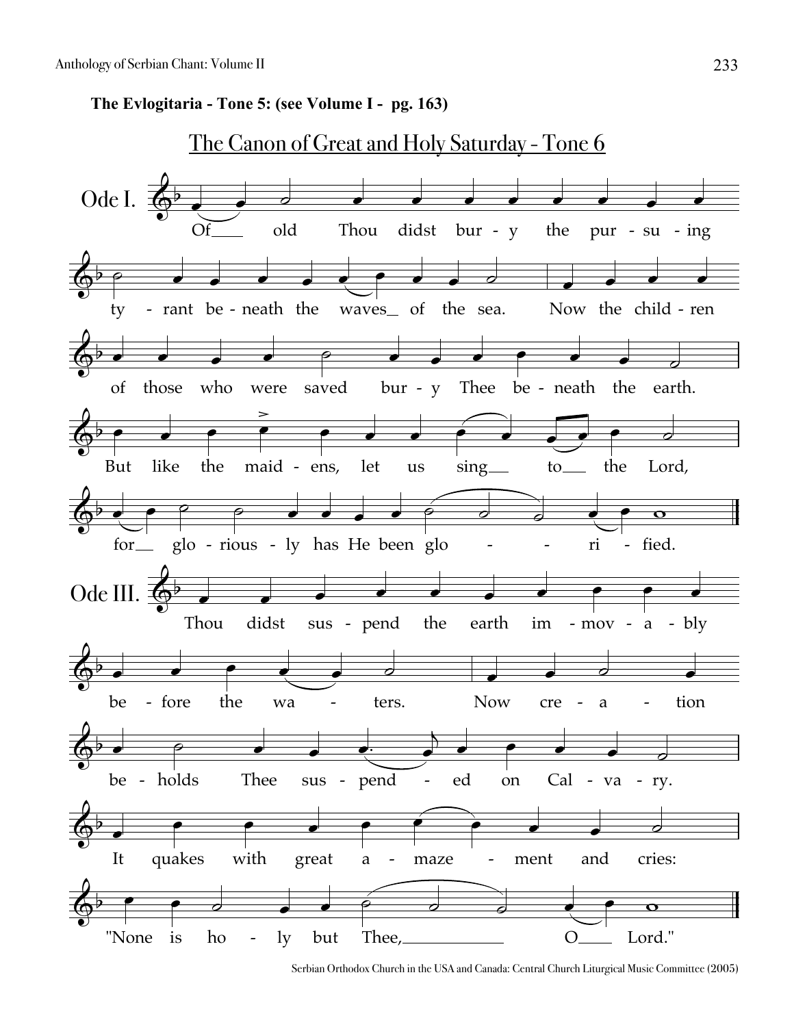**The Evlogitaria - Tone 5: (see Volume I - pg. 163)**

## The Canon of Great and Holy Saturday - Tone 6

**Ode I.**

Of old Thou didst bur-y the pur-su-ing ty-rant be-neath the waves of the sea. Now the child-ren of those who were saved bur-y Thee be-neath the earth. But like the maid-ens, let us sing to the Lord, for glo-rious-ly has He been glo-ri-fied.

**Ode III.**

Thou didst sus-pend the earth im-mov-a-bly be-fore the wa-ters. Now cre-a-tion be-holds Thee sus-pend-ed on Cal-va-ry. It quakes with great a-maze-ment and cries: "None is ho-ly but Thee, O Lord."

Serbian Orthodox Church in the USA and Canada: Central Church Liturgical Music Committee (2005)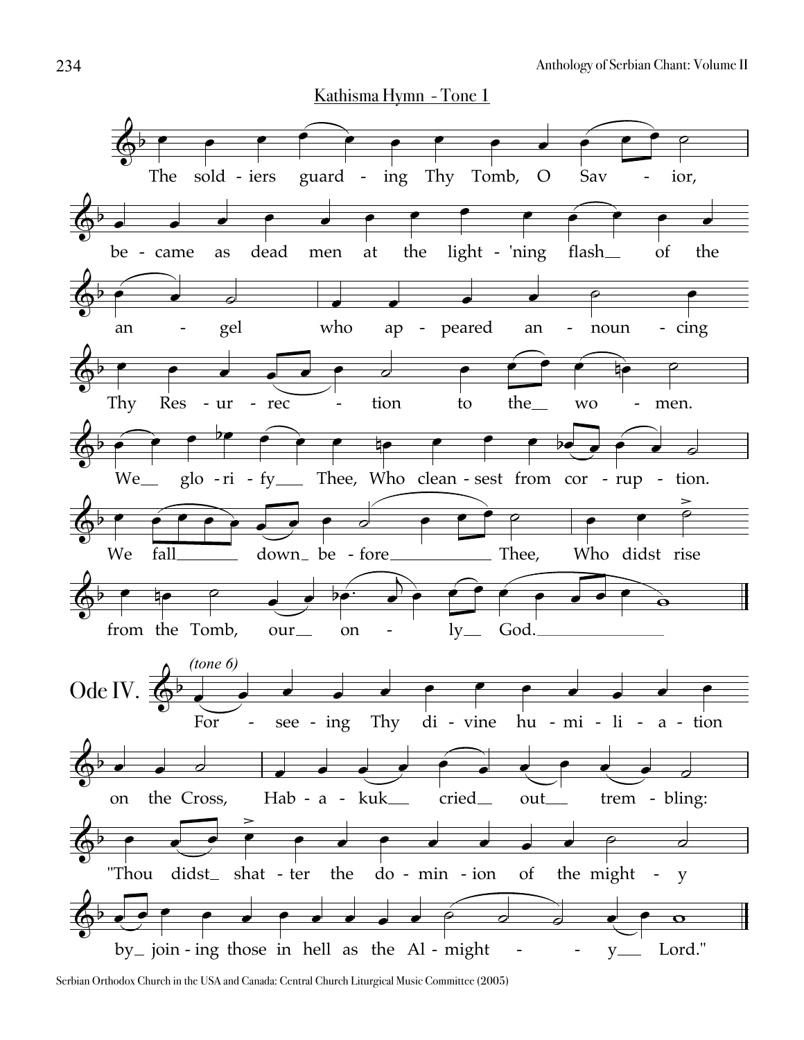## Kathisma Hymn - Tone 1

The soldiers guarding Thy Tomb, O Savior, became as dead men at the light-'ning flash of the angel who appeared announcing Thy Resurrection to the women. We glorify Thee, Who cleansest from corruption. We fall down before Thee, Who didst rise from the Tomb, our only God.

**Ode IV.** *(tone 6)*

For-seeing Thy divine humiliation on the Cross, Habakuk cried out trembling: "Thou didst shatter the dominion of the mighty by joining those in hell as the Almighty Lord."

Serbian Orthodox Church in the USA and Canada: Central Church Liturgical Music Committee (2005)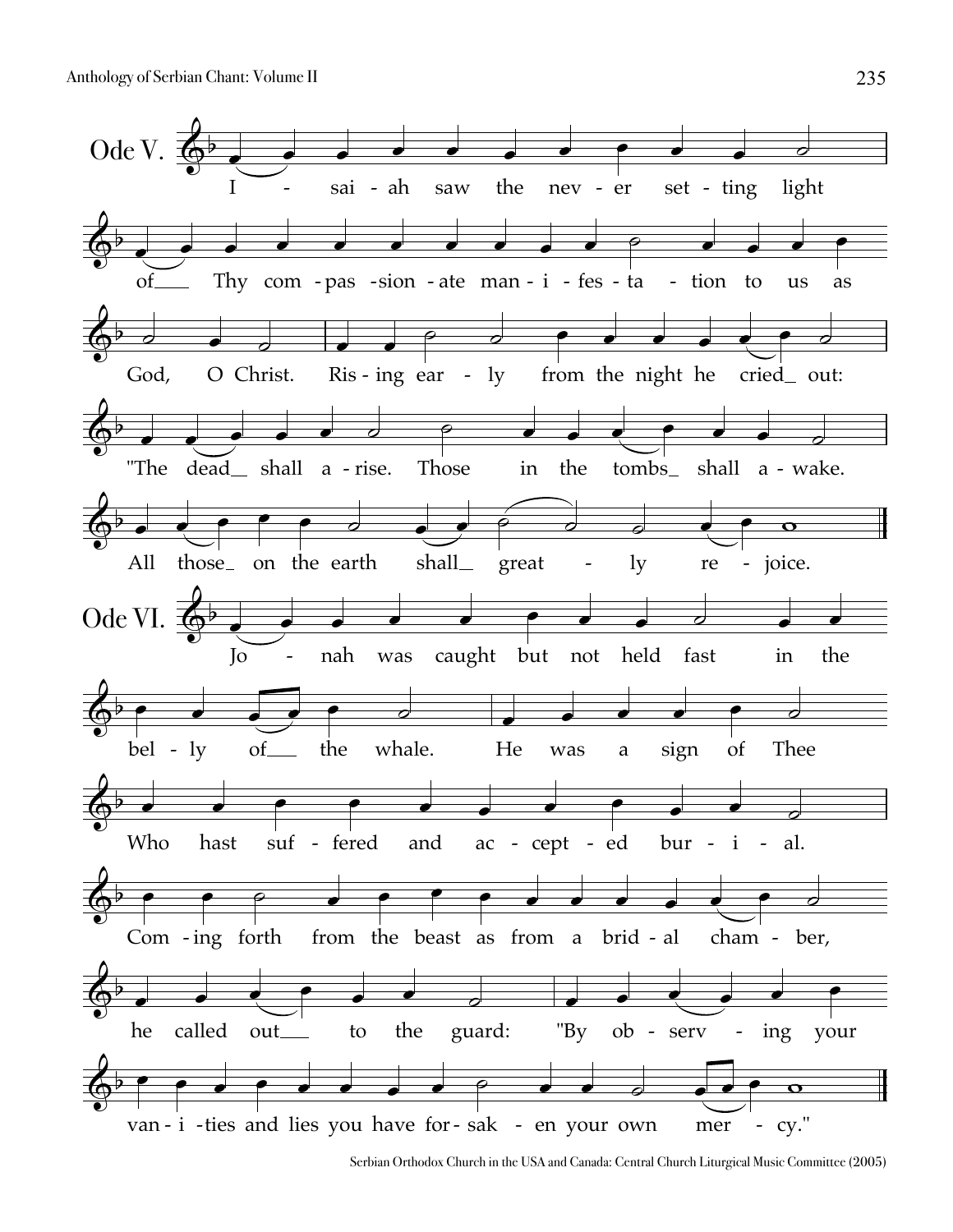## Ode V.

Isaiah saw the never setting light of Thy compassionate manifestation to us as God, O Christ. Rising early from the night he cried out: "The dead shall arise. Those in the tombs shall awake. All those on the earth shall greatly rejoice.

## Ode VI.

Jonah was caught but not held fast in the belly of the whale. He was a sign of Thee Who hast suffered and accepted burial. Coming forth from the beast as from a bridal chamber, he called out to the guard: "By observing your vanities and lies you have forsaken your own mercy."

Serbian Orthodox Church in the USA and Canada: Central Church Liturgical Music Committee (2005)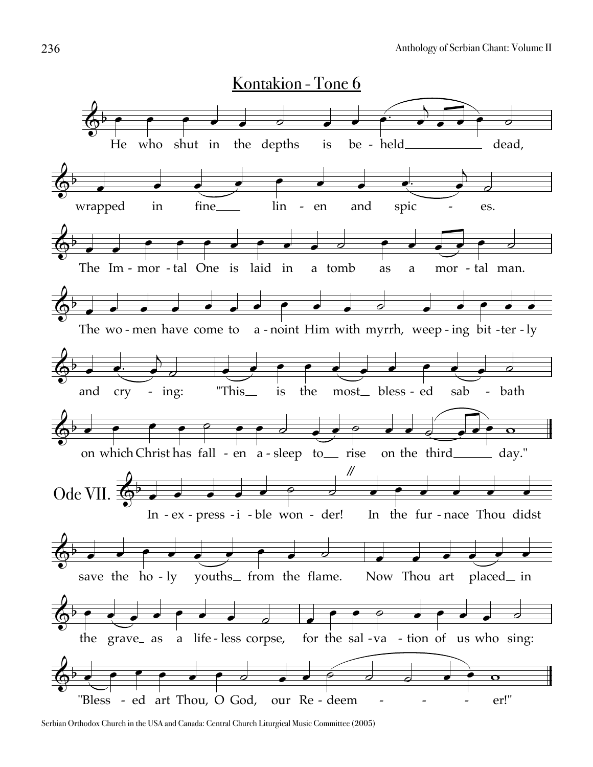## Kontakion - Tone 6

He who shut in the depths is be - held\_\_\_\_\_\_\_\_\_\_\_ dead,

wrapped in fine\_\_\_ lin - en and spic - es.

The Im - mor - tal One is laid in a tomb as a mor - tal man.

The wo - men have come to a - noint Him with myrrh, weep - ing bit - ter - ly

and cry - ing: "This\_\_ is the most\_\_ bless - ed sab - bath

on which Christ has fall - en a - sleep to\_\_ rise on the third\_\_\_\_\_ day."

Ode VII. In - ex - press - i - ble won - der! In the fur - nace Thou didst

save the ho - ly youths\_ from the flame. Now Thou art placed\_ in

the grave\_ as a life - less corpse, for the sal - va - tion of us who sing:

"Bless - ed art Thou, O God, our Re - deem - - - er!"

Serbian Orthodox Church in the USA and Canada: Central Church Liturgical Music Committee (2005)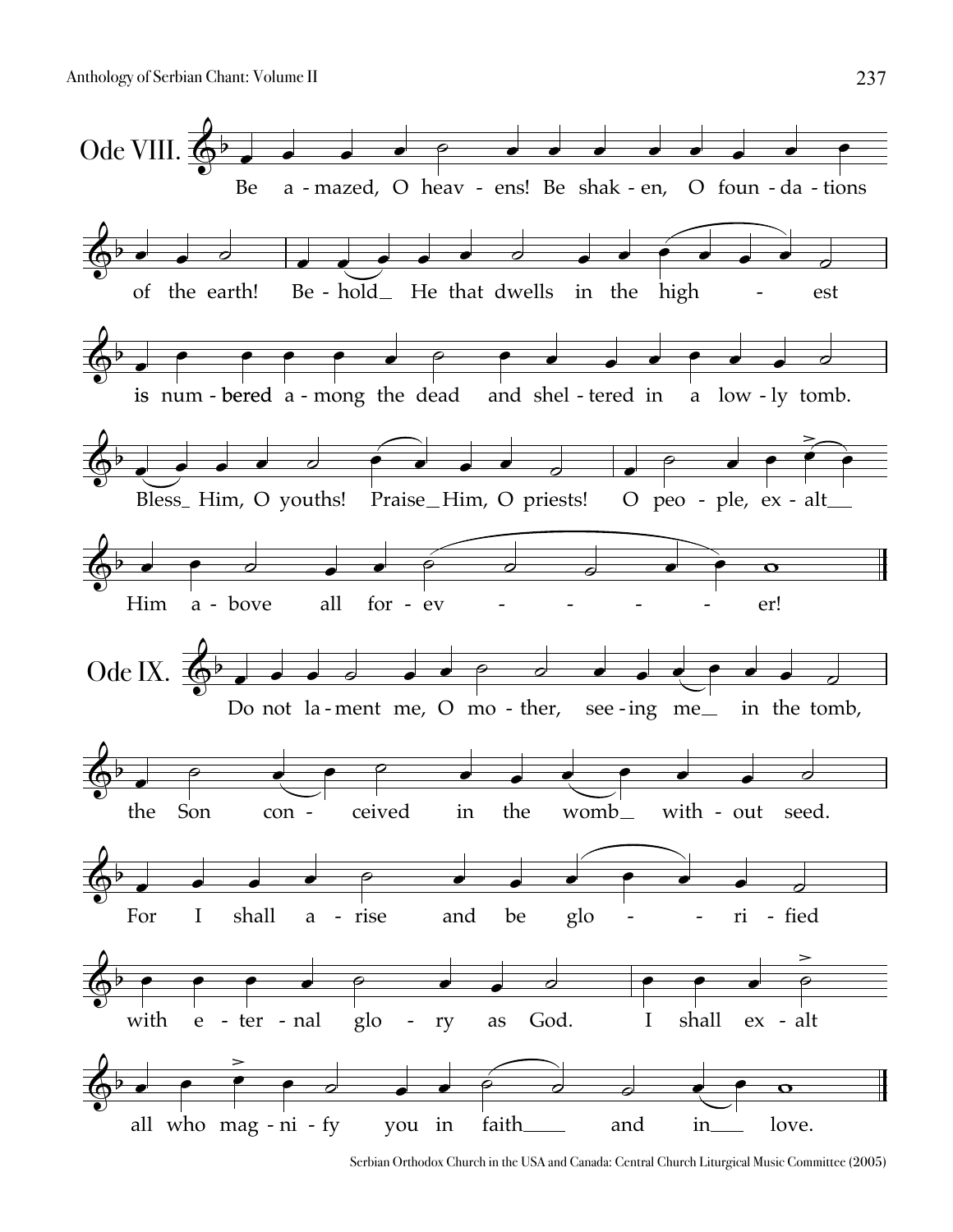## Ode VIII.

Be amazed, O heavens! Be shaken, O foundations of the earth! Behold He that dwells in the highest is numbered among the dead and sheltered in a lowly tomb. Bless Him, O youths! Praise Him, O priests! O people, exalt Him above all forever!

## Ode IX.

Do not lament me, O mother, seeing me in the tomb, the Son conceived in the womb without seed. For I shall arise and be glorified with eternal glory as God. I shall exalt all who magnify you in faith and in love.

Serbian Orthodox Church in the USA and Canada: Central Church Liturgical Music Committee (2005)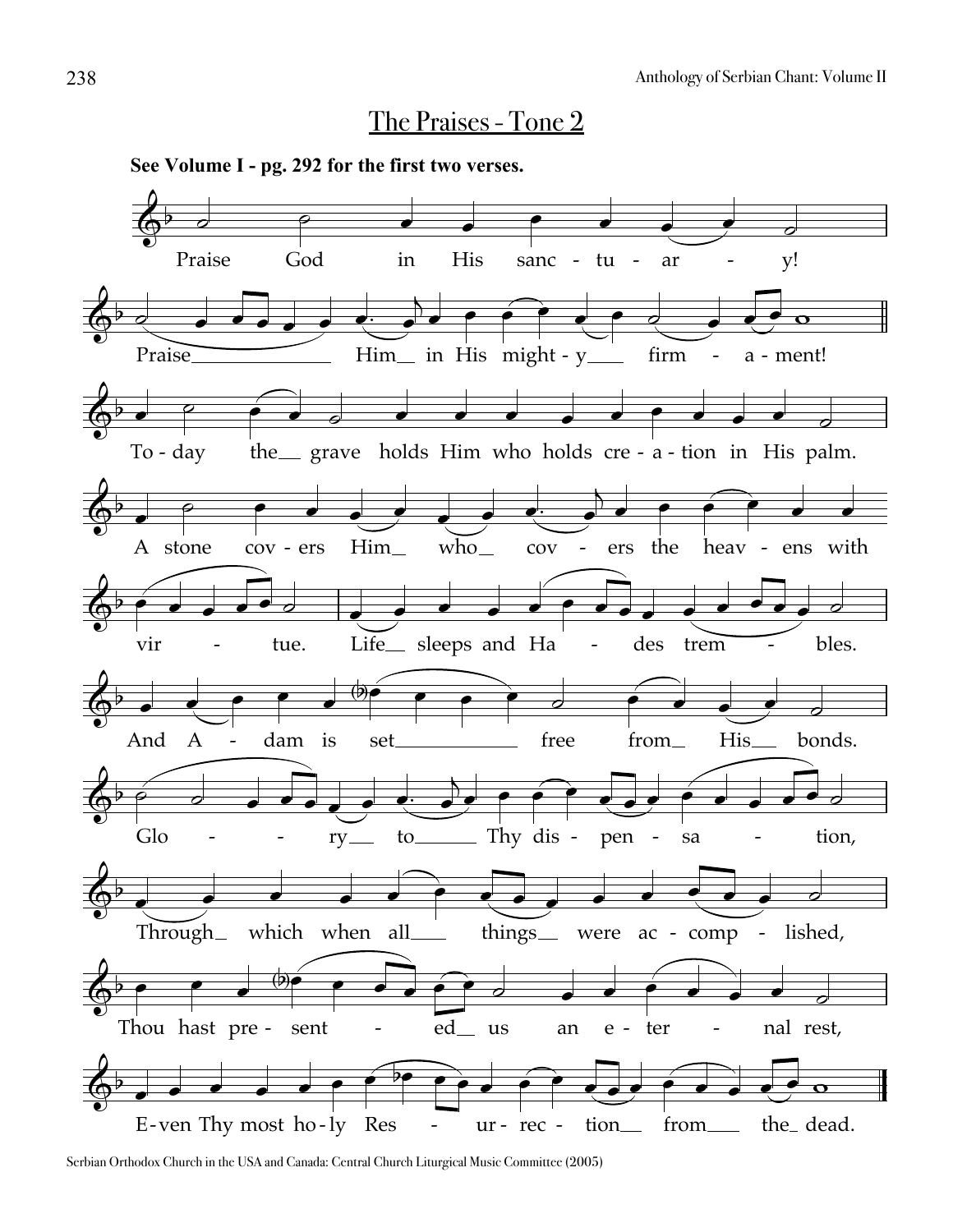## The Praises - Tone 2

**See Volume I - pg. 292 for the first two verses.**

Praise God in His sanc - tu - ar - y!

Praise Him in His might - y firm - a - ment!

To - day the grave holds Him who holds cre - a - tion in His palm.

A stone cov - ers Him who cov - ers the heav - ens with vir - tue.

Life sleeps and Ha - des trem - bles.

And A - dam is set free from His bonds.

Glo - ry to Thy dis - pen - sa - tion,

Through which when all things were ac - comp - lished,

Thou hast pre - sent - ed us an e - ter - nal rest,

E - ven Thy most ho - ly Res - ur - rec - tion from the dead.

Serbian Orthodox Church in the USA and Canada: Central Church Liturgical Music Committee (2005)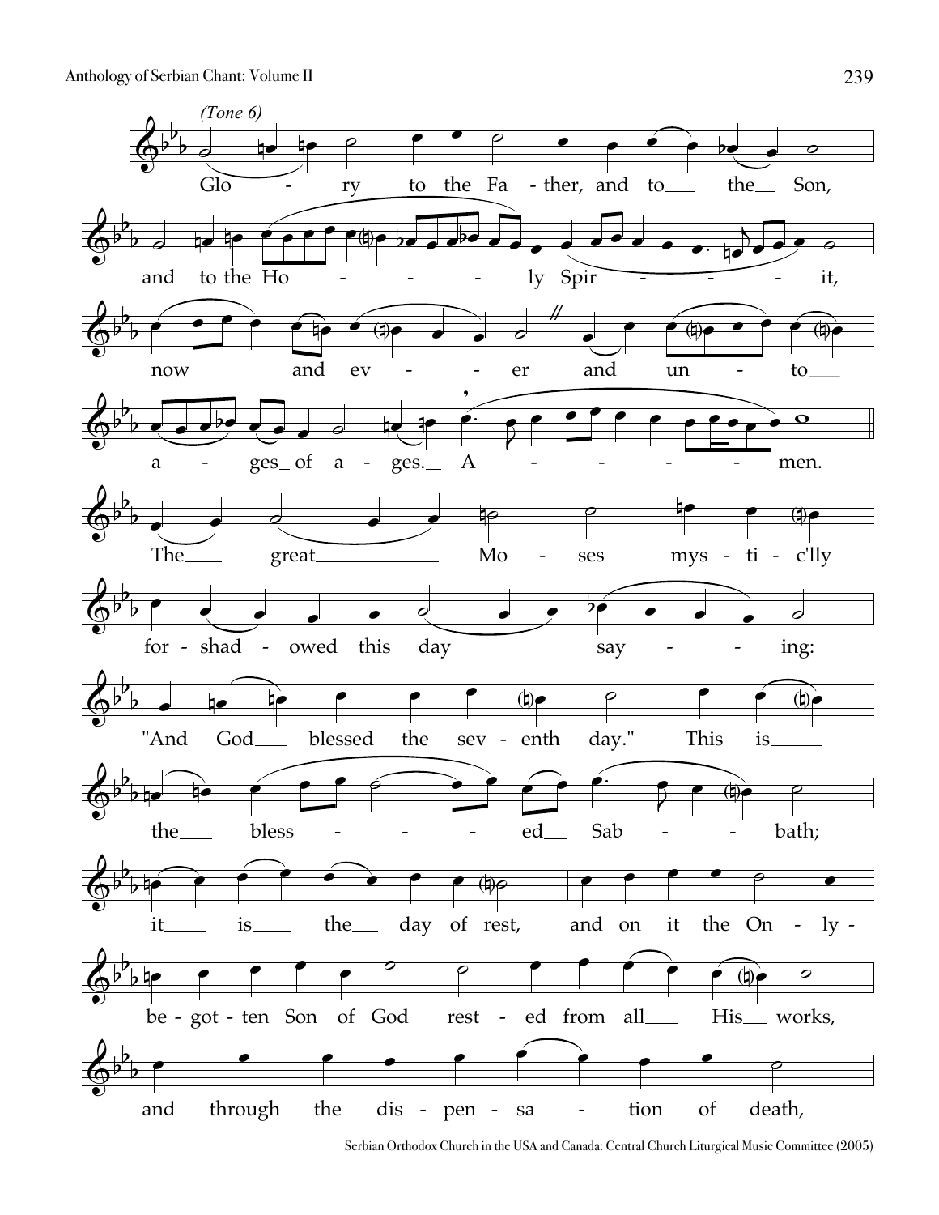*(Tone 6)*

Glo - ry to the Fa - ther, and to the Son,

and to the Ho - - - ly Spir - - - - it,

now and ev - - - er and un - to

a - ges of a - ges. A - - - - - men.

The great Mo - ses mys - ti - c'lly

for - shad - owed this day say - - ing:

"And God blessed the sev - enth day." This is

the bless - - - - ed Sab - - bath;

it is the day of rest, and on it the On - ly -

be - got - ten Son of God rest - ed from all His works,

and through the dis - pen - sa - tion of death,

Serbian Orthodox Church in the USA and Canada: Central Church Liturgical Music Committee (2005)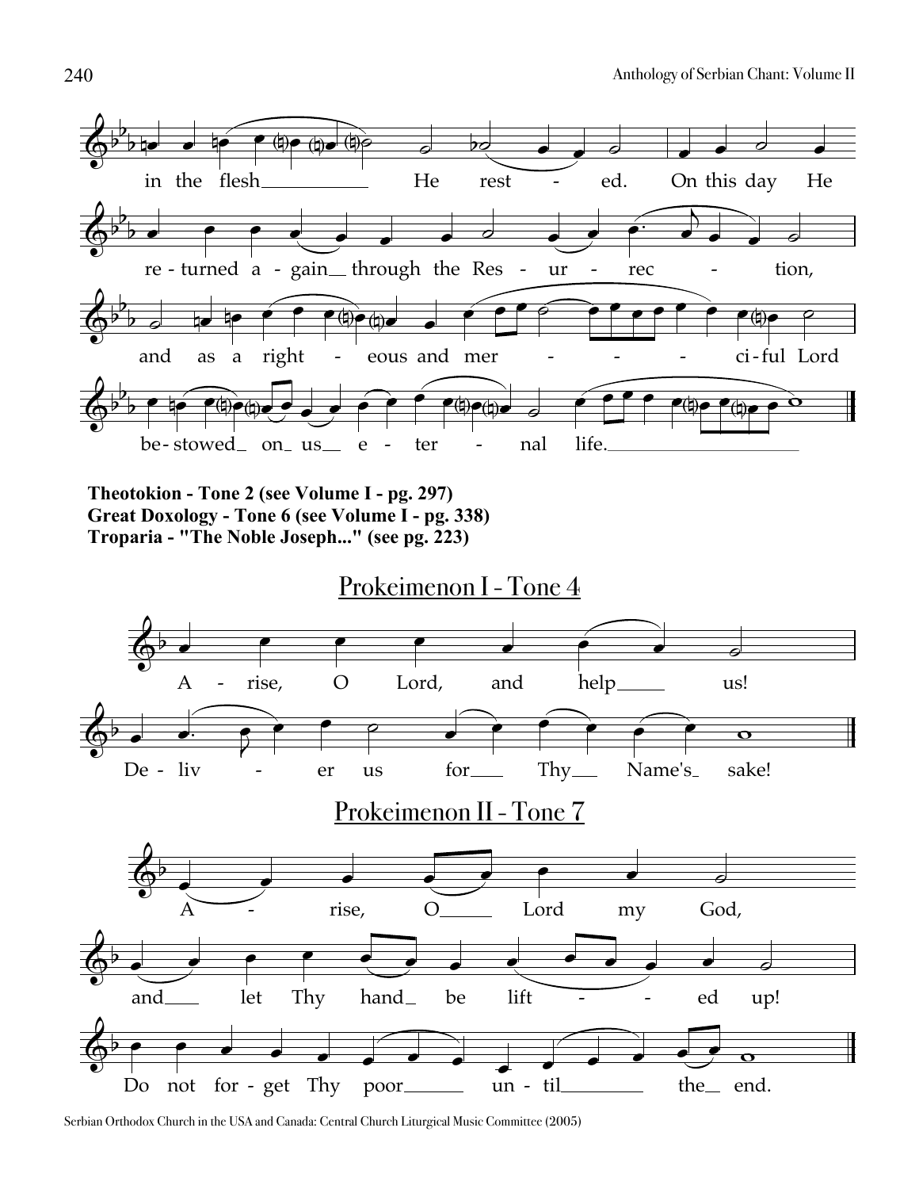in the flesh He rest - ed. On this day He

re-turned a-gain through the Res - ur - rec - tion,

and as a right - eous and mer - - - ci-ful Lord

be-stowed on us e - ter - nal life.

**Theotokion - Tone 2 (see Volume I - pg. 297)**
**Great Doxology - Tone 6 (see Volume I - pg. 338)**
**Troparia - "The Noble Joseph..." (see pg. 223)**

## Prokeimenon I - Tone 4

A - rise, O Lord, and help us!

De - liv - er us for Thy Name's sake!

## Prokeimenon II - Tone 7

A - rise, O Lord my God,

and let Thy hand be lift - ed up!

Do not for - get Thy poor un - til the end.

Serbian Orthodox Church in the USA and Canada: Central Church Liturgical Music Committee (2005)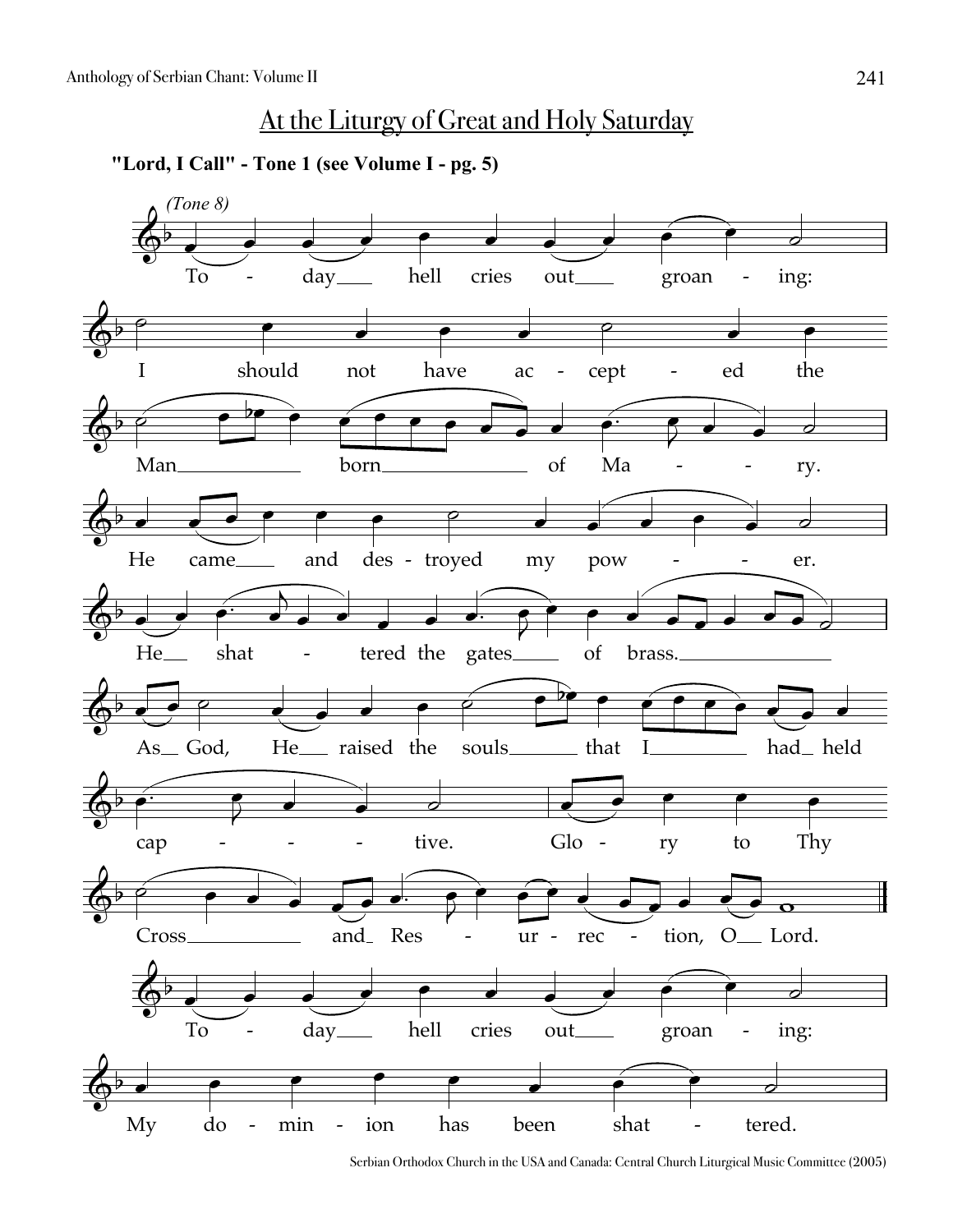# At the Liturgy of Great and Holy Saturday

**"Lord, I Call" - Tone 1 (see Volume I - pg. 5)**

*(Tone 8)*

To - day hell cries out groan - ing:

I should not have ac - cept - ed the

Man born of Ma - - ry.

He came and des - troyed my pow - - er.

He shat - tered the gates of brass.

As God, He raised the souls that I had held

cap - - - - tive. Glo - ry to Thy

Cross and Res - ur - rec - tion, O Lord.

To - day hell cries out groan - ing:

My do - min - ion has been shat - tered.

Serbian Orthodox Church in the USA and Canada: Central Church Liturgical Music Committee (2005)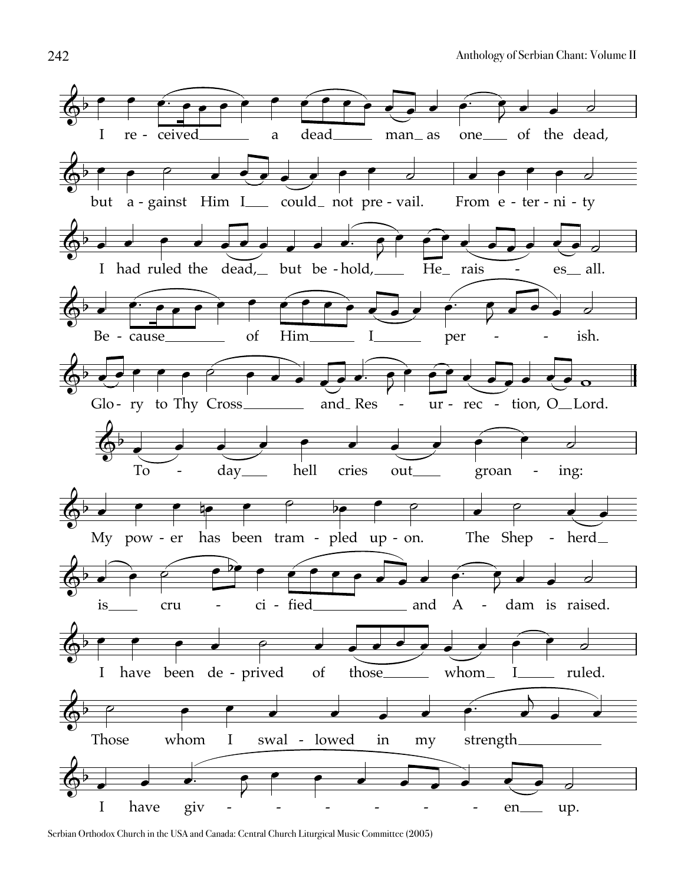I received a dead man as one of the dead,

but against Him I could not prevail. From eternity

I had ruled the dead, but behold, He raises all.

Because of Him I perish.

Glory to Thy Cross and Resurrection, O Lord.

Today hell cries out groaning:

My power has been trampled upon. The Shepherd

is crucified and Adam is raised.

I have been deprived of those whom I ruled.

Those whom I swallowed in my strength

I have given up.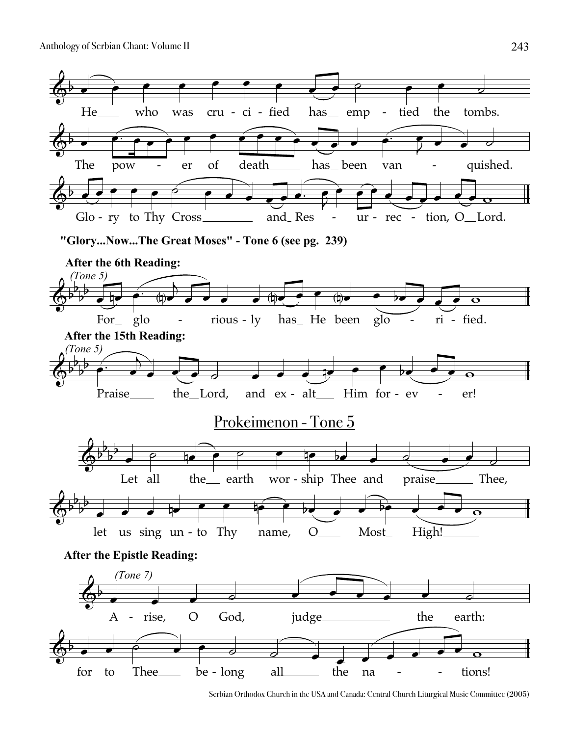He who was cru - ci - fied has emp - tied the tombs.

The pow - er of death has been van - quished.

Glo - ry to Thy Cross and Res - ur - rec - tion, O Lord.

**"Glory...Now...The Great Moses" - Tone 6 (see pg. 239)**

**After the 6th Reading:**

*(Tone 5)*

For glo - rious - ly has He been glo - ri - fied.

**After the 15th Reading:**

*(Tone 5)*

Praise the Lord, and ex - alt Him for - ev - er!

## Prokeimenon - Tone 5

Let all the earth wor - ship Thee and praise Thee,

let us sing un - to Thy name, O Most High!

**After the Epistle Reading:**

*(Tone 7)*

A - rise, O God, judge the earth:

for to Thee be - long all the na - tions!

Serbian Orthodox Church in the USA and Canada: Central Church Liturgical Music Committee (2005)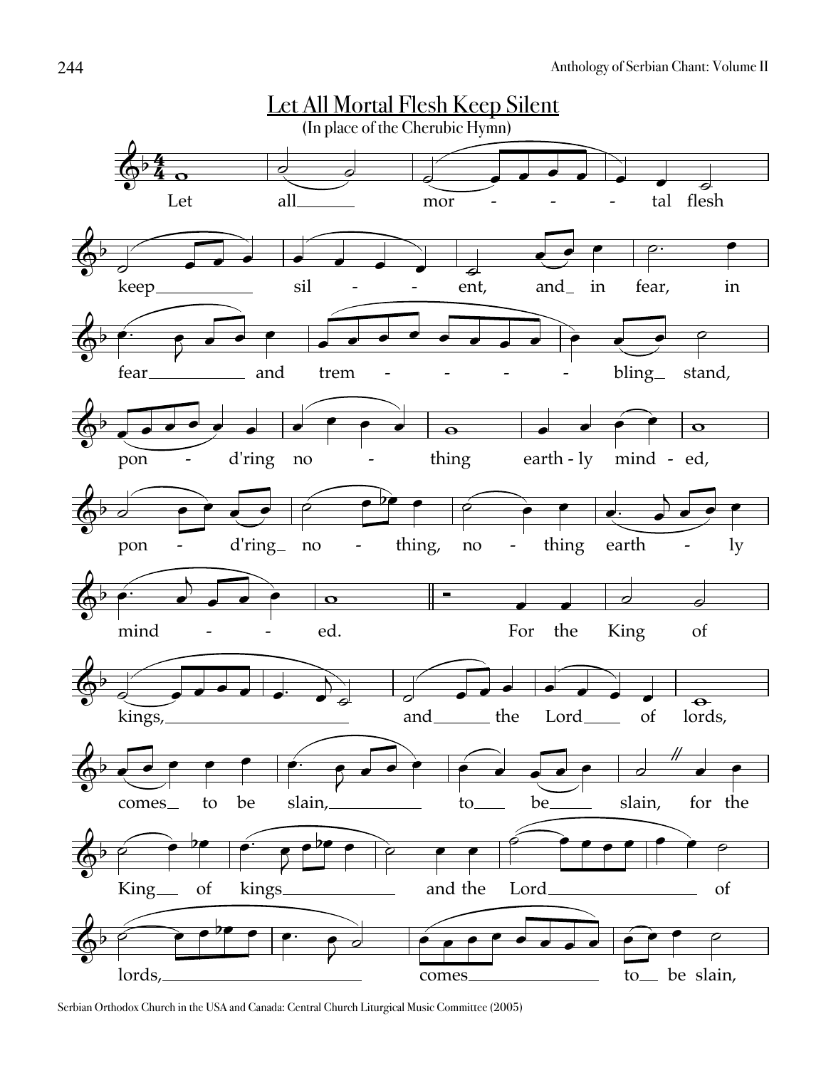## Let All Mortal Flesh Keep Silent

(In place of the Cherubic Hymn)

Let all mortal flesh keep silent, and in fear, in fear and trembling stand, pon-d'ring nothing earth-ly mind-ed, pon-d'ring nothing, nothing earthly minded.

For the King of kings, and the Lord of lords, comes to be slain, to be slain, for the King of kings and the Lord of lords, comes to be slain,

Serbian Orthodox Church in the USA and Canada: Central Church Liturgical Music Committee (2005)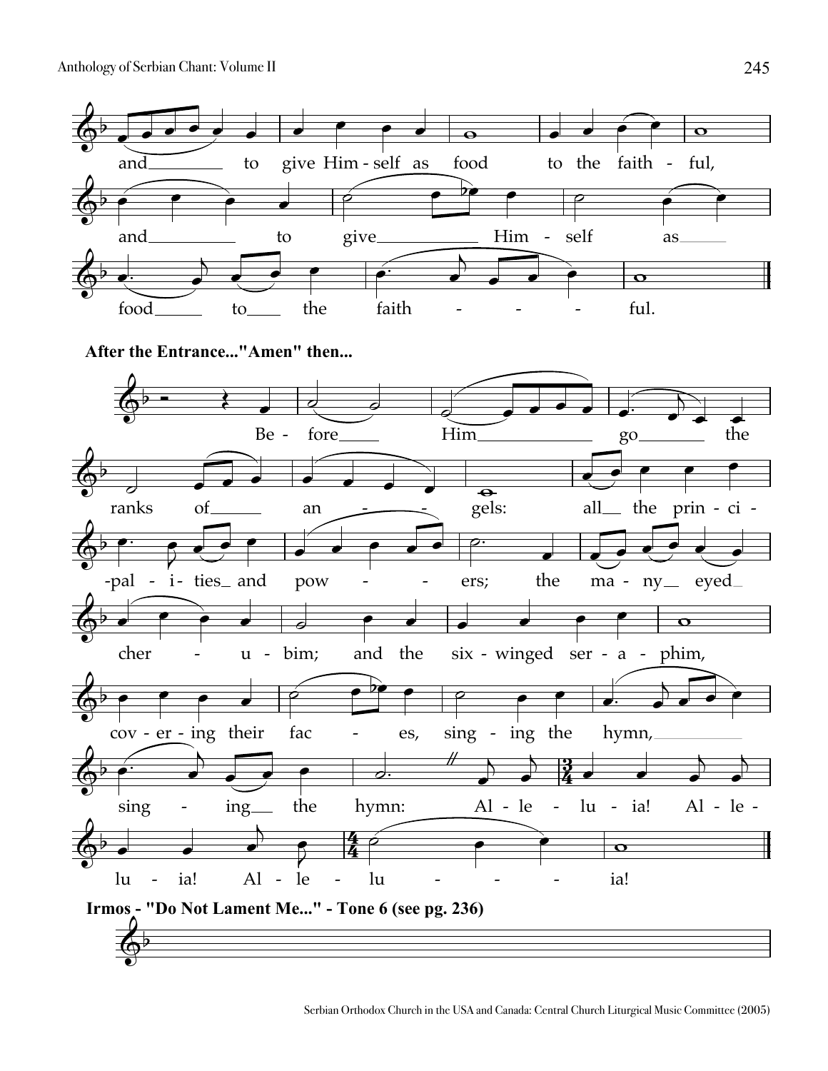and to give Him-self as food to the faith-ful,

and to give Him-self as food to the faith-ful.

**After the Entrance..."Amen" then...**

Be-fore Him go the ranks of an-gels: all the prin-ci-pal-i-ties and pow-ers; the ma-ny eyed cher-u-bim; and the six-winged ser-a-phim, cov-er-ing their fac-es, sing-ing the hymn, sing-ing the hymn: Al-le-lu-ia! Al-le-lu-ia! Al-le-lu-ia!

**Irmos - "Do Not Lament Me..." - Tone 6 (see pg. 236)**

Serbian Orthodox Church in the USA and Canada: Central Church Liturgical Music Committee (2005)